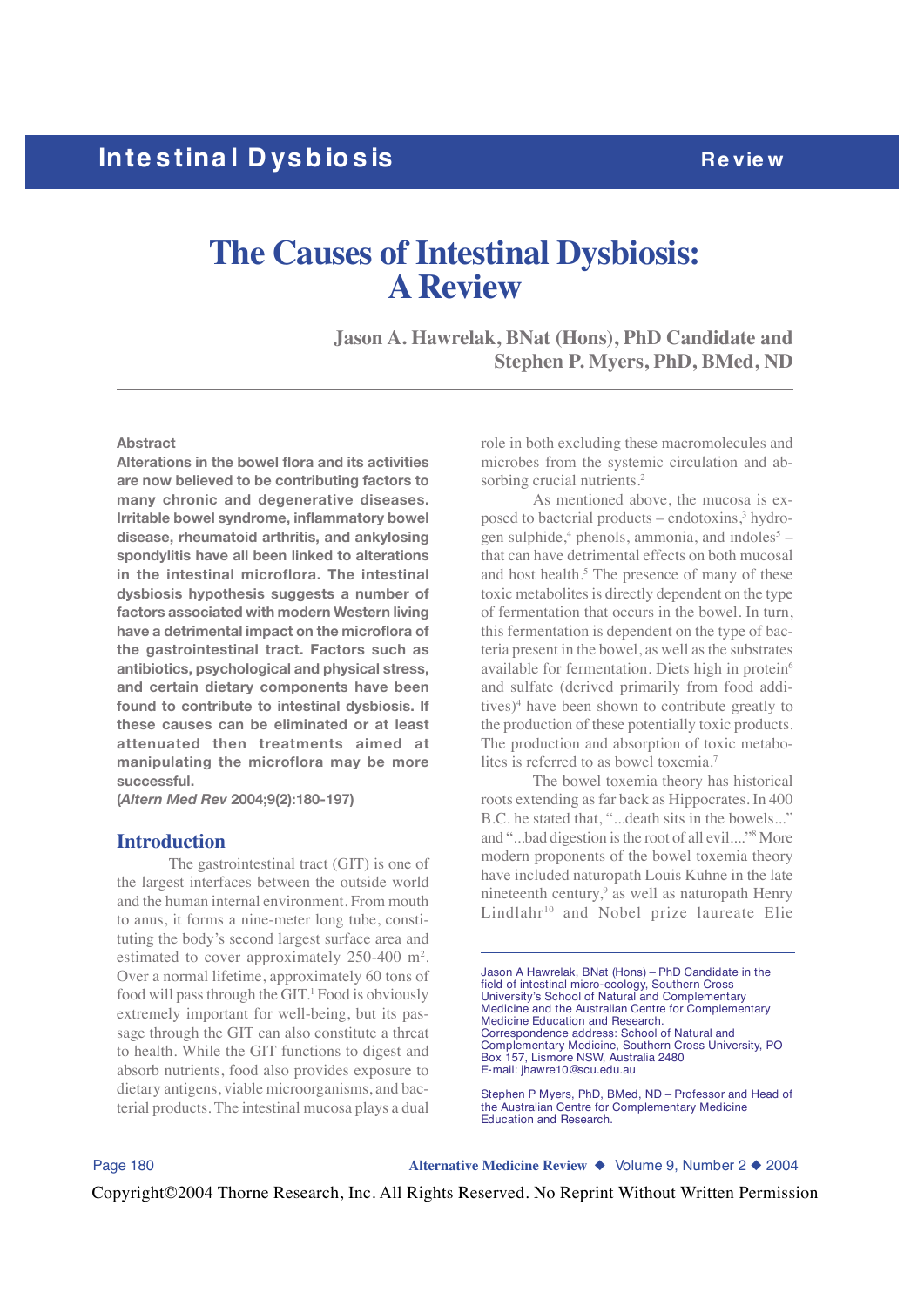# The Causes of Intestinal Dysbiosis: A Review

**Jason A. Hawrelak, BNat (Hons), PhD Candidate and Stephen P. Myers, PhD, BMed, ND**

---

**Abstract**

**Alterations in the bowel flora and its activities are now believed to be contributing factors to many chronic and degenerative diseases. Irritable bowel syndrome, inflammatory bowel disease, rheumatoid arthritis, and ankylosing spondylitis have all been linked to alterations in the intestinal microflora. The intestinal dysbiosis hypothesis suggests a number of factors associated with modern Western living have a detrimental impact on the microflora of the gastrointestinal tract. Factors such as antibiotics, psychological and physical stress, and certain dietary components have been found to contribute to intestinal dysbiosis. If these causes can be eliminated or at least attenuated then treatments aimed at manipulating the microflora may be more successful.**

**(*Altern Med Rev* 2004;9(2):180-197)**

## Introduction

The gastrointestinal tract (GIT) is one of the largest interfaces between the outside world and the human internal environment. From mouth to anus, it forms a nine-meter long tube, constituting the body's second largest surface area and estimated to cover approximately 250-400 $m^2$. Over a normal lifetime, approximately 60 tons of food will pass through the GIT.[1] Food is obviously extremely important for well-being, but its passage through the GIT can also constitute a threat to health. While the GIT functions to digest and absorb nutrients, food also provides exposure to dietary antigens, viable microorganisms, and bacterial products. The intestinal mucosa plays a dual role in both excluding these macromolecules and microbes from the systemic circulation and absorbing crucial nutrients.[2]

As mentioned above, the mucosa is exposed to bacterial products – endotoxins,[3] hydrogen sulphide,[4] phenols, ammonia, and indoles[5] – that can have detrimental effects on both mucosal and host health.[5] The presence of many of these toxic metabolites is directly dependent on the type of fermentation that occurs in the bowel. In turn, this fermentation is dependent on the type of bacteria present in the bowel, as well as the substrates available for fermentation. Diets high in protein[6] and sulfate (derived primarily from food additives)[4] have been shown to contribute greatly to the production of these potentially toxic products. The production and absorption of toxic metabolites is referred to as bowel toxemia.[7]

The bowel toxemia theory has historical roots extending as far back as Hippocrates. In 400 B.C. he stated that, "...death sits in the bowels..." and "...bad digestion is the root of all evil...."[8] More modern proponents of the bowel toxemia theory have included naturopath Louis Kuhne in the late nineteenth century,[9] as well as naturopath Henry Lindlahr[10] and Nobel prize laureate Elie

---

Jason A Hawrelak, BNat (Hons) – PhD Candidate in the field of intestinal micro-ecology, Southern Cross University's School of Natural and Complementary Medicine and the Australian Centre for Complementary Medicine Education and Research.
Correspondence address: School of Natural and Complementary Medicine, Southern Cross University, PO Box 157, Lismore NSW, Australia 2480
E-mail: jhawre10@scu.edu.au

Stephen P Myers, PhD, BMed, ND – Professor and Head of the Australian Centre for Complementary Medicine Education and Research.

Copyright©2004 Thorne Research, Inc. All Rights Reserved. No Reprint Without Written Permission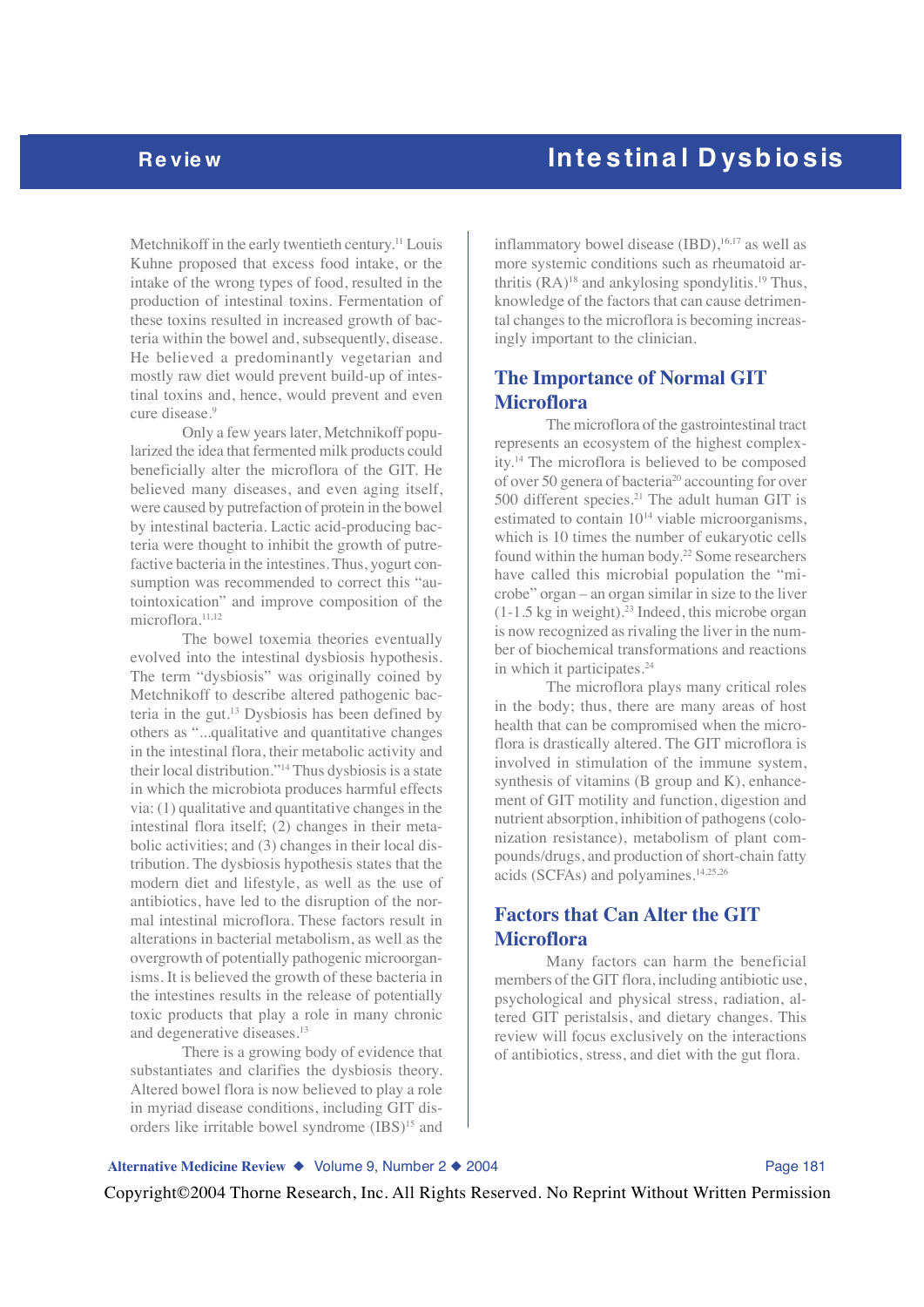Metchnikoff in the early twentieth century.[11] Louis Kuhne proposed that excess food intake, or the intake of the wrong types of food, resulted in the production of intestinal toxins. Fermentation of these toxins resulted in increased growth of bacteria within the bowel and, subsequently, disease. He believed a predominantly vegetarian and mostly raw diet would prevent build-up of intestinal toxins and, hence, would prevent and even cure disease.[9]

Only a few years later, Metchnikoff popularized the idea that fermented milk products could beneficially alter the microflora of the GIT. He believed many diseases, and even aging itself, were caused by putrefaction of protein in the bowel by intestinal bacteria. Lactic acid-producing bacteria were thought to inhibit the growth of putrefactive bacteria in the intestines. Thus, yogurt consumption was recommended to correct this "autointoxication" and improve composition of the microflora.[11,12]

The bowel toxemia theories eventually evolved into the intestinal dysbiosis hypothesis. The term "dysbiosis" was originally coined by Metchnikoff to describe altered pathogenic bacteria in the gut.[13] Dysbiosis has been defined by others as "...qualitative and quantitative changes in the intestinal flora, their metabolic activity and their local distribution."[14] Thus dysbiosis is a state in which the microbiota produces harmful effects via: (1) qualitative and quantitative changes in the intestinal flora itself; (2) changes in their metabolic activities; and (3) changes in their local distribution. The dysbiosis hypothesis states that the modern diet and lifestyle, as well as the use of antibiotics, have led to the disruption of the normal intestinal microflora. These factors result in alterations in bacterial metabolism, as well as the overgrowth of potentially pathogenic microorganisms. It is believed the growth of these bacteria in the intestines results in the release of potentially toxic products that play a role in many chronic and degenerative diseases.[13]

There is a growing body of evidence that substantiates and clarifies the dysbiosis theory. Altered bowel flora is now believed to play a role in myriad disease conditions, including GIT disorders like irritable bowel syndrome (IBS)[15] and inflammatory bowel disease (IBD),[16,17] as well as more systemic conditions such as rheumatoid arthritis (RA)[18] and ankylosing spondylitis.[19] Thus, knowledge of the factors that can cause detrimental changes to the microflora is becoming increasingly important to the clinician.

## The Importance of Normal GIT Microflora

The microflora of the gastrointestinal tract represents an ecosystem of the highest complexity.[14] The microflora is believed to be composed of over 50 genera of bacteria[20] accounting for over 500 different species.[21] The adult human GIT is estimated to contain $10^{14}$ viable microorganisms, which is 10 times the number of eukaryotic cells found within the human body.[22] Some researchers have called this microbial population the "microbe" organ – an organ similar in size to the liver (1-1.5 kg in weight).[23] Indeed, this microbe organ is now recognized as rivaling the liver in the number of biochemical transformations and reactions in which it participates.[24]

The microflora plays many critical roles in the body; thus, there are many areas of host health that can be compromised when the microflora is drastically altered. The GIT microflora is involved in stimulation of the immune system, synthesis of vitamins (B group and K), enhancement of GIT motility and function, digestion and nutrient absorption, inhibition of pathogens (colonization resistance), metabolism of plant compounds/drugs, and production of short-chain fatty acids (SCFAs) and polyamines.[14,25,26]

## Factors that Can Alter the GIT Microflora

Many factors can harm the beneficial members of the GIT flora, including antibiotic use, psychological and physical stress, radiation, altered GIT peristalsis, and dietary changes. This review will focus exclusively on the interactions of antibiotics, stress, and diet with the gut flora.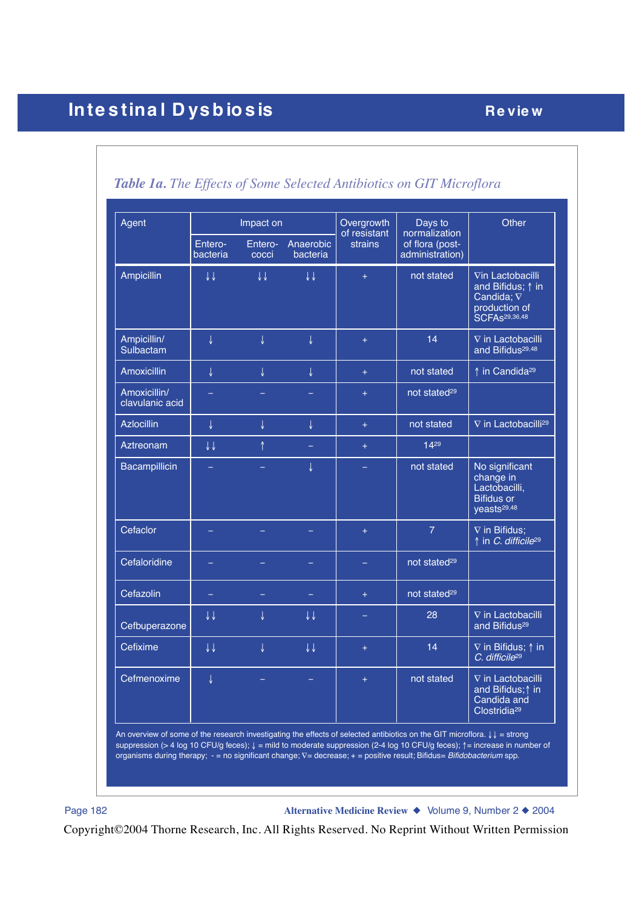*Table 1a.* *The Effects of Some Selected Antibiotics on GIT Microflora*

| Agent | Impact on | | | Overgrowth of resistant strains | Days to normalization of flora (post-administration) | Other |
|---|---|---|---|---|---|---|
| | Entero-bacteria | Entero-cocci | Anaerobic bacteria | | | |
| Ampicillin | ↓↓ | ↓↓ | ↓↓ | + | not stated | ∇in Lactobacilli and Bifidus; ↑ in Candida; ∇ production of SCFAs[29,36,48] |
| Ampicillin/ Sulbactam | ↓ | ↓ | ↓ | + | 14 | ∇ in Lactobacilli and Bifidus[29,48] |
| Amoxicillin | ↓ | ↓ | ↓ | + | not stated | ↑ in Candida[29] |
| Amoxicillin/ clavulanic acid | – | – | – | + | not stated[29] | |
| Azlocillin | ↓ | ↓ | ↓ | + | not stated | ∇ in Lactobacilli[29] |
| Aztreonam | ↓↓ | ↑ | – | + | 14[29] | |
| Bacampillicin | – | – | ↓ | – | not stated | No significant change in Lactobacilli, Bifidus or yeasts[29,48] |
| Cefaclor | – | – | – | + | 7 | ∇ in Bifidus; ↑ in *C. difficile*[29] |
| Cefaloridine | – | – | – | – | not stated[29] | |
| Cefazolin | – | – | – | + | not stated[29] | |
| Cefbuperazone | ↓↓ | ↓ | ↓↓ | – | 28 | ∇ in Lactobacilli and Bifidus[29] |
| Cefixime | ↓↓ | ↓ | ↓↓ | + | 14 | ∇ in Bifidus; ↑ in *C. difficile*[29] |
| Cefmenoxime | ↓ | – | – | + | not stated | ∇ in Lactobacilli and Bifidus;↑ in Candida and Clostridia[29] |

An overview of some of the research investigating the effects of selected antibiotics on the GIT microflora. ↓↓ = strong suppression (> 4 log 10 CFU/g feces); ↓ = mild to moderate suppression (2-4 log 10 CFU/g feces); ↑= increase in number of organisms during therapy; - = no significant change; ∇= decrease; + = positive result; Bifidus= *Bifidobacterium* spp.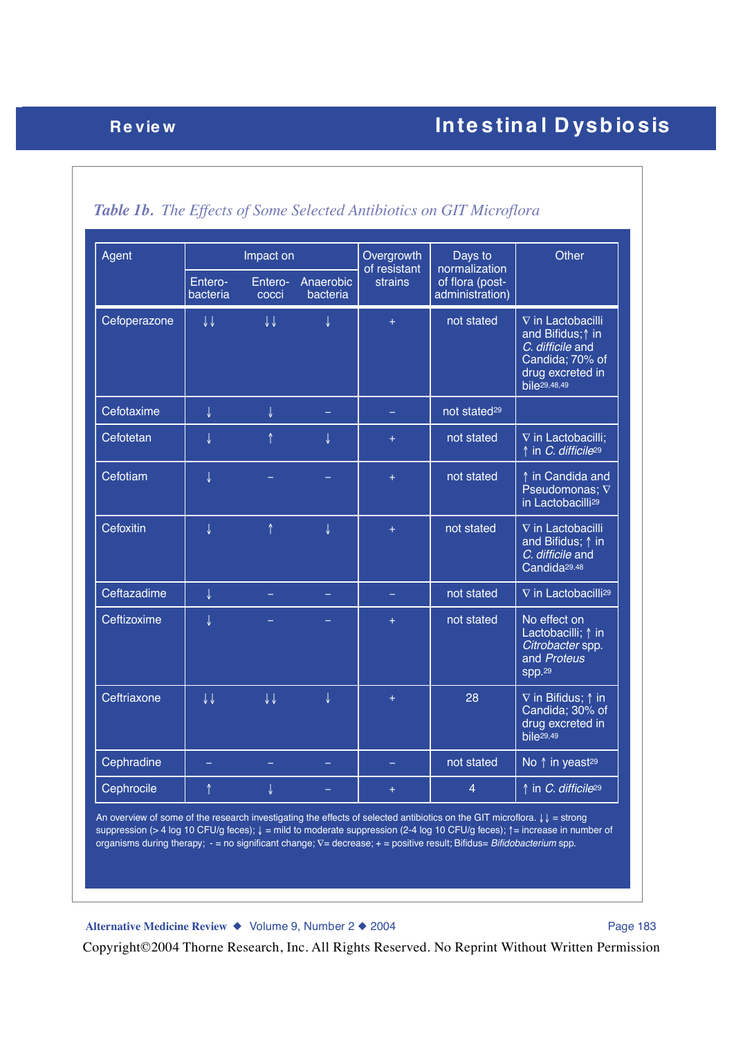*Table 1b. The Effects of Some Selected Antibiotics on GIT Microflora*

| Agent | Impact on | | | Overgrowth of resistant strains | Days to normalization of flora (post-administration) | Other |
|---|---|---|---|---|---|---|
| | Entero-bacteria | Entero-cocci | Anaerobic bacteria | | | |
| Cefoperazone | ↓↓ | ↓↓ | ↓ | + | not stated | ∇ in Lactobacilli and Bifidus; ↑ in *C. difficile* and Candida; 70% of drug excreted in bile[29,48,49] |
| Cefotaxime | ↓ | ↓ | – | – | not stated[29] | |
| Cefotetan | ↓ | ↑ | ↓ | + | not stated | ∇ in Lactobacilli; ↑ in *C. difficile*[29] |
| Cefotiam | ↓ | – | – | + | not stated | ↑ in Candida and Pseudomonas; ∇ in Lactobacilli[29] |
| Cefoxitin | ↓ | ↑ | ↓ | + | not stated | ∇ in Lactobacilli and Bifidus; ↑ in *C. difficile* and Candida[29,48] |
| Ceftazadime | ↓ | – | – | – | not stated | ∇ in Lactobacilli[29] |
| Ceftizoxime | ↓ | – | – | + | not stated | No effect on Lactobacilli; ↑ in *Citrobacter* spp. and *Proteus* spp.[29] |
| Ceftriaxone | ↓↓ | ↓↓ | ↓ | + | 28 | ∇ in Bifidus; ↑ in Candida; 30% of drug excreted in bile[29,49] |
| Cephradine | – | – | – | – | not stated | No ↑ in yeast[29] |
| Cephrocile | ↑ | ↓ | – | + | 4 | ↑ in *C. difficile*[29] |

An overview of some of the research investigating the effects of selected antibiotics on the GIT microflora. ↓↓ = strong suppression (> 4 log 10 CFU/g feces); ↓ = mild to moderate suppression (2-4 log 10 CFU/g feces); ↑= increase in number of organisms during therapy; - = no significant change; ∇= decrease; + = positive result; Bifidus= *Bifidobacterium* spp.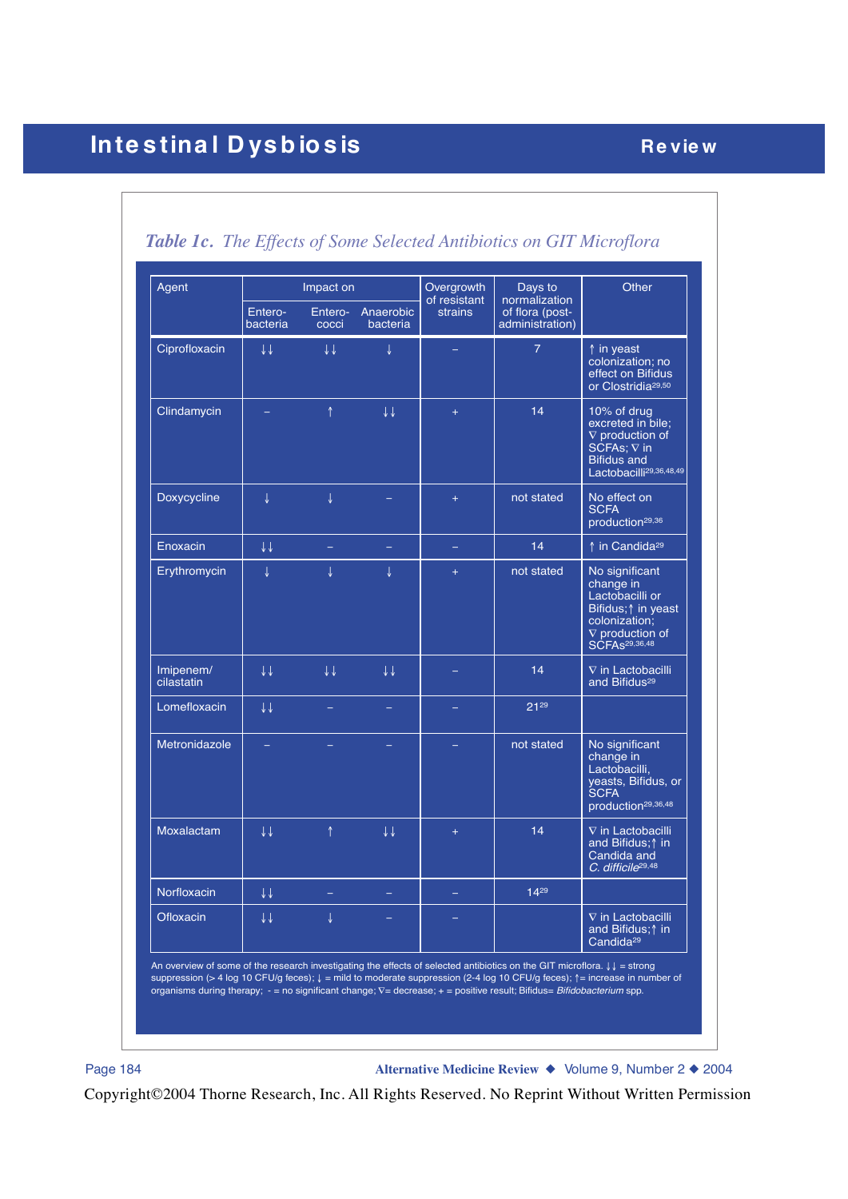## *Table 1c. The Effects of Some Selected Antibiotics on GIT Microflora*

| Agent | Impact on | | | Overgrowth of resistant strains | Days to normalization of flora (post-administration) | Other |
|---|---|---|---|---|---|---|
| | Entero-bacteria | Entero-cocci | Anaerobic bacteria | | | |
| Ciprofloxacin | ↓↓ | ↓↓ | ↓ | – | 7 | ↑ in yeast colonization; no effect on Bifidus or Clostridia[29,50] |
| Clindamycin | – | ↑ | ↓↓ | + | 14 | 10% of drug excreted in bile; ∇ production of SCFAs; ∇ in Bifidus and Lactobacilli[29,36,48,49] |
| Doxycycline | ↓ | ↓ | – | + | not stated | No effect on SCFA production[29,36] |
| Enoxacin | ↓↓ | – | – | – | 14 | ↑ in Candida[29] |
| Erythromycin | ↓ | ↓ | ↓ | + | not stated | No significant change in Lactobacilli or Bifidus; ↑ in yeast colonization; ∇ production of SCFAs[29,36,48] |
| Imipenem/ cilastatin | ↓↓ | ↓↓ | ↓↓ | – | 14 | ∇ in Lactobacilli and Bifidus[29] |
| Lomefloxacin | ↓↓ | – | – | – | 21[29] | |
| Metronidazole | – | – | – | – | not stated | No significant change in Lactobacilli, yeasts, Bifidus, or SCFA production[29,36,48] |
| Moxalactam | ↓↓ | ↑ | ↓↓ | + | 14 | ∇ in Lactobacilli and Bifidus; ↑ in Candida and *C. difficile*[29,48] |
| Norfloxacin | ↓↓ | – | – | – | 14[29] | |
| Ofloxacin | ↓↓ | ↓ | – | – | | ∇ in Lactobacilli and Bifidus; ↑ in Candida[29] |

An overview of some of the research investigating the effects of selected antibiotics on the GIT microflora. ↓↓ = strong suppression (> 4 log 10 CFU/g feces); ↓ = mild to moderate suppression (2-4 log 10 CFU/g feces); ↑= increase in number of organisms during therapy; - = no significant change; ∇= decrease; + = positive result; Bifidus= *Bifidobacterium* spp.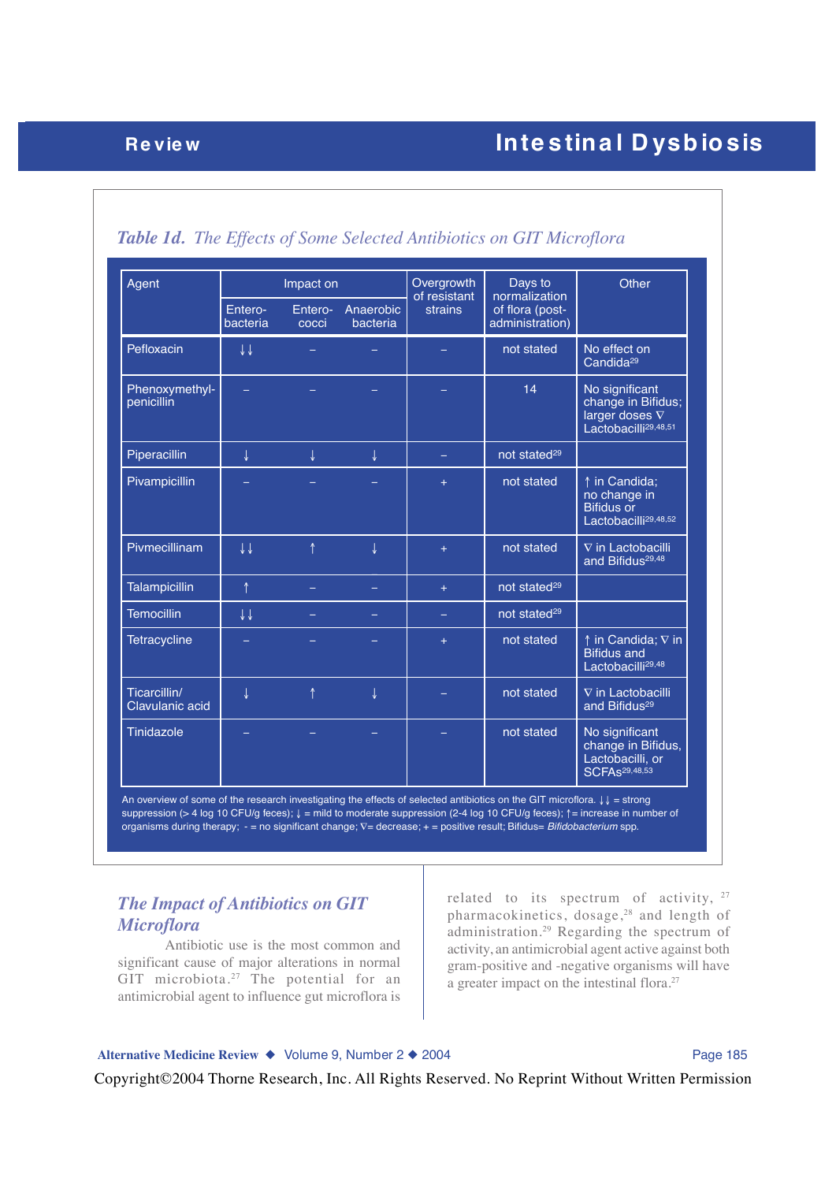### *Table 1d. The Effects of Some Selected Antibiotics on GIT Microflora*

| Agent | Impact on | | | Overgrowth of resistant strains | Days to normalization of flora (post-administration) | Other |
|---|---|---|---|---|---|---|
| | Entero-bacteria | Entero-cocci | Anaerobic bacteria | | | |
| Pefloxacin | ↓↓ | – | – | – | not stated | No effect on Candida[29] |
| Phenoxymethyl-penicillin | – | – | – | – | 14 | No significant change in Bifidus; larger doses ∇ Lactobacilli[29,48,51] |
| Piperacillin | ↓ | ↓ | ↓ | – | not stated[29] | |
| Pivampicillin | – | – | – | + | not stated | ↑ in Candida; no change in Bifidus or Lactobacilli[29,48,52] |
| Pivmecillinam | ↓↓ | ↑ | ↓ | + | not stated | ∇ in Lactobacilli and Bifidus[29,48] |
| Talampicillin | ↑ | – | – | + | not stated[29] | |
| Temocillin | ↓↓ | – | – | – | not stated[29] | |
| Tetracycline | – | – | – | + | not stated | ↑ in Candida; ∇ in Bifidus and Lactobacilli[29,48] |
| Ticarcillin/ Clavulanic acid | ↓ | ↑ | ↓ | – | not stated | ∇ in Lactobacilli and Bifidus[29] |
| Tinidazole | – | – | – | – | not stated | No significant change in Bifidus, Lactobacilli, or SCFAs[29,48,53] |

An overview of some of the research investigating the effects of selected antibiotics on the GIT microflora. ↓↓ = strong suppression (> 4 log 10 CFU/g feces); ↓ = mild to moderate suppression (2-4 log 10 CFU/g feces); ↑= increase in number of organisms during therapy; - = no significant change; ∇= decrease; + = positive result; Bifidus= *Bifidobacterium* spp.

## *The Impact of Antibiotics on GIT Microflora*

Antibiotic use is the most common and significant cause of major alterations in normal GIT microbiota.[27] The potential for an antimicrobial agent to influence gut microflora is related to its spectrum of activity,[27] pharmacokinetics, dosage,[28] and length of administration.[29] Regarding the spectrum of activity, an antimicrobial agent active against both gram-positive and -negative organisms will have a greater impact on the intestinal flora.[27]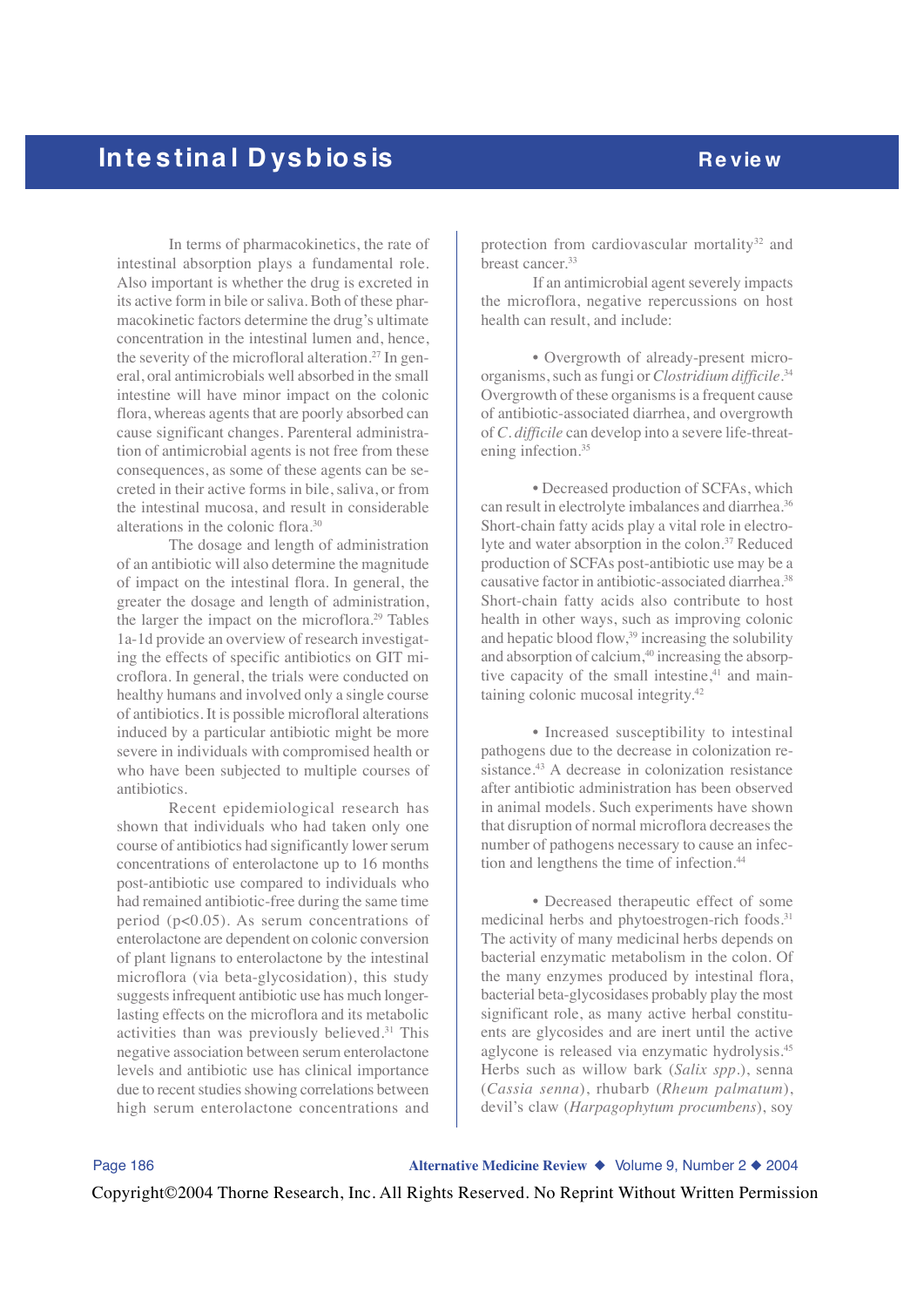In terms of pharmacokinetics, the rate of intestinal absorption plays a fundamental role. Also important is whether the drug is excreted in its active form in bile or saliva. Both of these pharmacokinetic factors determine the drug's ultimate concentration in the intestinal lumen and, hence, the severity of the microfloral alteration.[27] In general, oral antimicrobials well absorbed in the small intestine will have minor impact on the colonic flora, whereas agents that are poorly absorbed can cause significant changes. Parenteral administration of antimicrobial agents is not free from these consequences, as some of these agents can be secreted in their active forms in bile, saliva, or from the intestinal mucosa, and result in considerable alterations in the colonic flora.[30]

The dosage and length of administration of an antibiotic will also determine the magnitude of impact on the intestinal flora. In general, the greater the dosage and length of administration, the larger the impact on the microflora.[29] Tables 1a-1d provide an overview of research investigating the effects of specific antibiotics on GIT microflora. In general, the trials were conducted on healthy humans and involved only a single course of antibiotics. It is possible microfloral alterations induced by a particular antibiotic might be more severe in individuals with compromised health or who have been subjected to multiple courses of antibiotics.

Recent epidemiological research has shown that individuals who had taken only one course of antibiotics had significantly lower serum concentrations of enterolactone up to 16 months post-antibiotic use compared to individuals who had remained antibiotic-free during the same time period ($p<0.05$). As serum concentrations of enterolactone are dependent on colonic conversion of plant lignans to enterolactone by the intestinal microflora (via beta-glycosidation), this study suggests infrequent antibiotic use has much longer-lasting effects on the microflora and its metabolic activities than was previously believed.[31] This negative association between serum enterolactone levels and antibiotic use has clinical importance due to recent studies showing correlations between high serum enterolactone concentrations and protection from cardiovascular mortality[32] and breast cancer.[33]

If an antimicrobial agent severely impacts the microflora, negative repercussions on host health can result, and include:

- Overgrowth of already-present microorganisms, such as fungi or *Clostridium difficile*.[34] Overgrowth of these organisms is a frequent cause of antibiotic-associated diarrhea, and overgrowth of *C. difficile* can develop into a severe life-threatening infection.[35]

- Decreased production of SCFAs, which can result in electrolyte imbalances and diarrhea.[36] Short-chain fatty acids play a vital role in electrolyte and water absorption in the colon.[37] Reduced production of SCFAs post-antibiotic use may be a causative factor in antibiotic-associated diarrhea.[38] Short-chain fatty acids also contribute to host health in other ways, such as improving colonic and hepatic blood flow,[39] increasing the solubility and absorption of calcium,[40] increasing the absorptive capacity of the small intestine,[41] and maintaining colonic mucosal integrity.[42]

- Increased susceptibility to intestinal pathogens due to the decrease in colonization resistance.[43] A decrease in colonization resistance after antibiotic administration has been observed in animal models. Such experiments have shown that disruption of normal microflora decreases the number of pathogens necessary to cause an infection and lengthens the time of infection.[44]

- Decreased therapeutic effect of some medicinal herbs and phytoestrogen-rich foods.[31] The activity of many medicinal herbs depends on bacterial enzymatic metabolism in the colon. Of the many enzymes produced by intestinal flora, bacterial beta-glycosidases probably play the most significant role, as many active herbal constituents are glycosides and are inert until the active aglycone is released via enzymatic hydrolysis.[45] Herbs such as willow bark (*Salix spp.*), senna (*Cassia senna*), rhubarb (*Rheum palmatum*), devil's claw (*Harpagophytum procumbens*), soy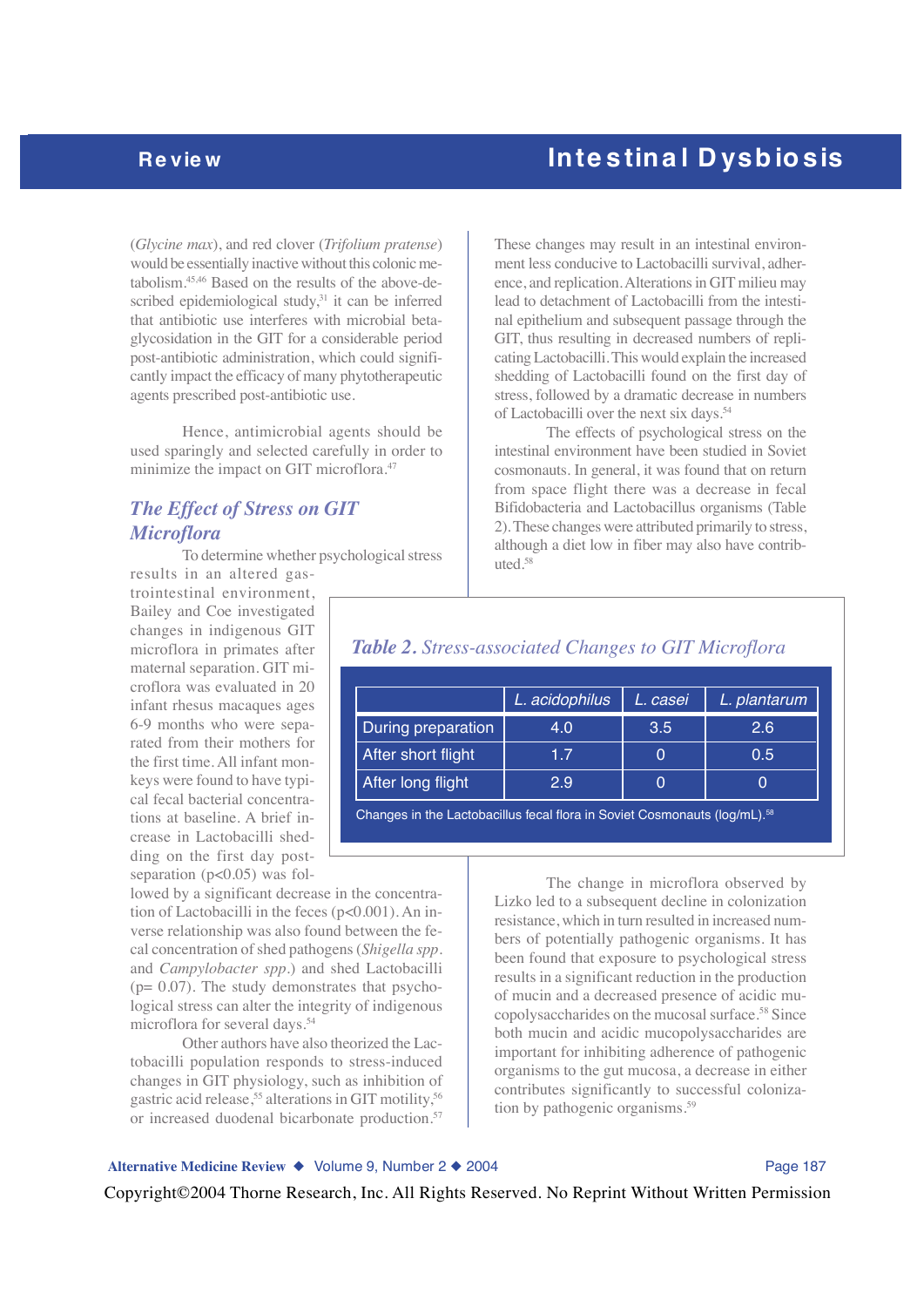(*Glycine max*), and red clover (*Trifolium pratense*) would be essentially inactive without this colonic metabolism.[45,46] Based on the results of the above-described epidemiological study,[31] it can be inferred that antibiotic use interferes with microbial beta-glycosidation in the GIT for a considerable period post-antibiotic administration, which could significantly impact the efficacy of many phytotherapeutic agents prescribed post-antibiotic use.

Hence, antimicrobial agents should be used sparingly and selected carefully in order to minimize the impact on GIT microflora.[47]

## The Effect of Stress on GIT Microflora

To determine whether psychological stress results in an altered gastrointestinal environment, Bailey and Coe investigated changes in indigenous GIT microflora in primates after maternal separation. GIT microflora was evaluated in 20 infant rhesus macaques ages 6-9 months who were separated from their mothers for the first time. All infant monkeys were found to have typical fecal bacterial concentrations at baseline. A brief increase in Lactobacilli shedding on the first day post-separation ($p<0.05$) was followed by a significant decrease in the concentration of Lactobacilli in the feces ($p<0.001$). An inverse relationship was also found between the fecal concentration of shed pathogens (*Shigella spp*. and *Campylobacter spp*.) and shed Lactobacilli ($p= 0.07$). The study demonstrates that psychological stress can alter the integrity of indigenous microflora for several days.[54]

Other authors have also theorized the Lactobacilli population responds to stress-induced changes in GIT physiology, such as inhibition of gastric acid release,[55] alterations in GIT motility,[56] or increased duodenal bicarbonate production.[57] These changes may result in an intestinal environment less conducive to Lactobacilli survival, adherence, and replication. Alterations in GIT milieu may lead to detachment of Lactobacilli from the intestinal epithelium and subsequent passage through the GIT, thus resulting in decreased numbers of replicating Lactobacilli. This would explain the increased shedding of Lactobacilli found on the first day of stress, followed by a dramatic decrease in numbers of Lactobacilli over the next six days.[54]

The effects of psychological stress on the intestinal environment have been studied in Soviet cosmonauts. In general, it was found that on return from space flight there was a decrease in fecal Bifidobacteria and Lactobacillus organisms (Table 2). These changes were attributed primarily to stress, although a diet low in fiber may also have contributed.[58]

### Table 2. Stress-associated Changes to GIT Microflora

| | *L. acidophilus* | *L. casei* | *L. plantarum* |
|---|---|---|---|
| During preparation | 4.0 | 3.5 | 2.6 |
| After short flight | 1.7 | 0 | 0.5 |
| After long flight | 2.9 | 0 | 0 |

Changes in the Lactobacillus fecal flora in Soviet Cosmonauts (log/mL).[58]

The change in microflora observed by Lizko led to a subsequent decline in colonization resistance, which in turn resulted in increased numbers of potentially pathogenic organisms. It has been found that exposure to psychological stress results in a significant reduction in the production of mucin and a decreased presence of acidic mucopolysaccharides on the mucosal surface.[58] Since both mucin and acidic mucopolysaccharides are important for inhibiting adherence of pathogenic organisms to the gut mucosa, a decrease in either contributes significantly to successful colonization by pathogenic organisms.[59]

Copyright©2004 Thorne Research, Inc. All Rights Reserved. No Reprint Without Written Permission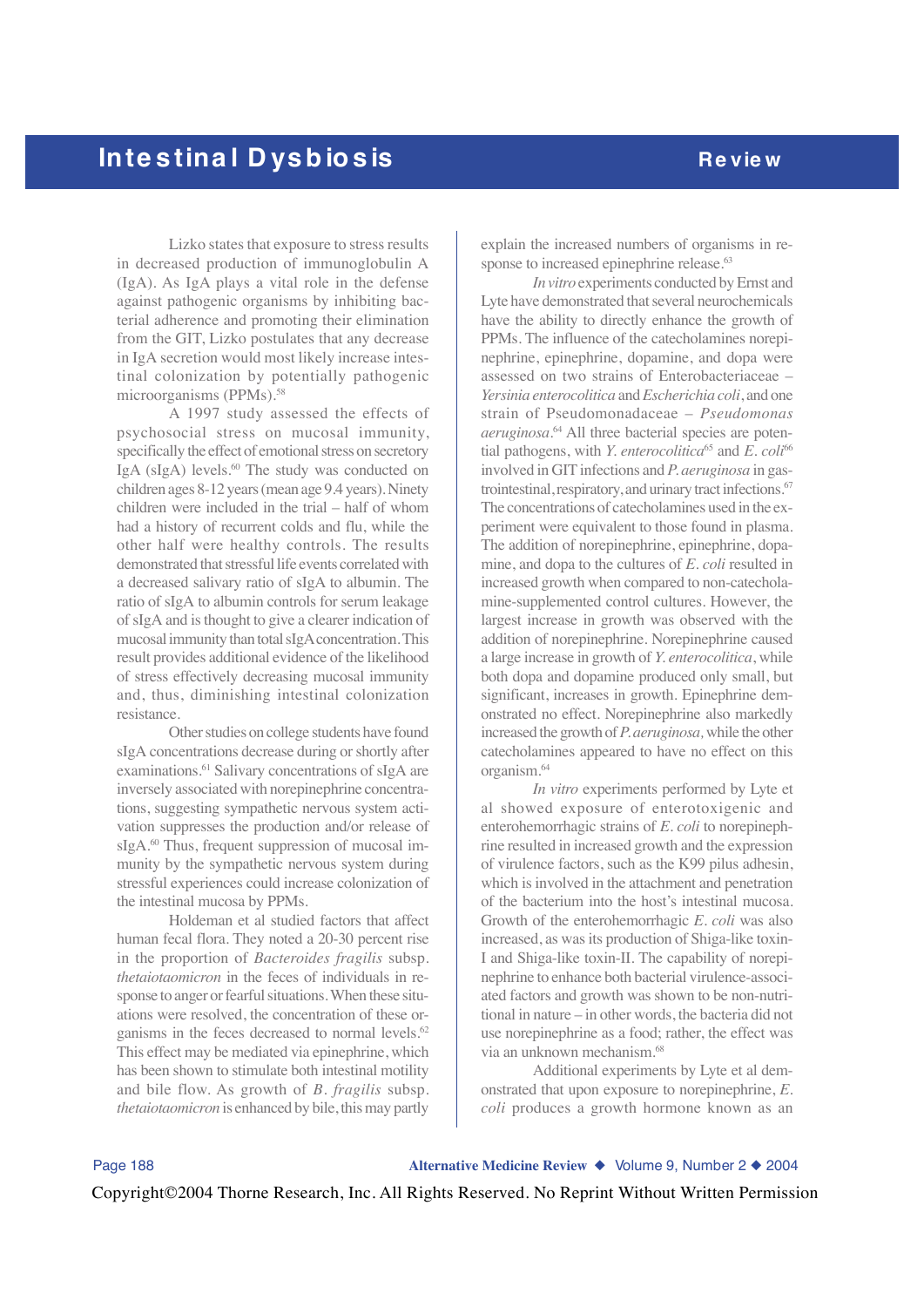Lizko states that exposure to stress results in decreased production of immunoglobulin A (IgA). As IgA plays a vital role in the defense against pathogenic organisms by inhibiting bacterial adherence and promoting their elimination from the GIT, Lizko postulates that any decrease in IgA secretion would most likely increase intestinal colonization by potentially pathogenic microorganisms (PPMs).[58]

A 1997 study assessed the effects of psychosocial stress on mucosal immunity, specifically the effect of emotional stress on secretory IgA (sIgA) levels.[60] The study was conducted on children ages 8-12 years (mean age 9.4 years). Ninety children were included in the trial – half of whom had a history of recurrent colds and flu, while the other half were healthy controls. The results demonstrated that stressful life events correlated with a decreased salivary ratio of sIgA to albumin. The ratio of sIgA to albumin controls for serum leakage of sIgA and is thought to give a clearer indication of mucosal immunity than total sIgA concentration. This result provides additional evidence of the likelihood of stress effectively decreasing mucosal immunity and, thus, diminishing intestinal colonization resistance.

Other studies on college students have found sIgA concentrations decrease during or shortly after examinations.[61] Salivary concentrations of sIgA are inversely associated with norepinephrine concentrations, suggesting sympathetic nervous system activation suppresses the production and/or release of sIgA.[60] Thus, frequent suppression of mucosal immunity by the sympathetic nervous system during stressful experiences could increase colonization of the intestinal mucosa by PPMs.

Holdeman et al studied factors that affect human fecal flora. They noted a 20-30 percent rise in the proportion of *Bacteroides fragilis* subsp. *thetaiotaomicron* in the feces of individuals in response to anger or fearful situations. When these situations were resolved, the concentration of these organisms in the feces decreased to normal levels.[62] This effect may be mediated via epinephrine, which has been shown to stimulate both intestinal motility and bile flow. As growth of *B. fragilis* subsp. *thetaiotaomicron* is enhanced by bile, this may partly explain the increased numbers of organisms in response to increased epinephrine release.[63]

*In vitro* experiments conducted by Ernst and Lyte have demonstrated that several neurochemicals have the ability to directly enhance the growth of PPMs. The influence of the catecholamines norepinephrine, epinephrine, dopamine, and dopa were assessed on two strains of Enterobacteriaceae – *Yersinia enterocolitica* and *Escherichia coli*, and one strain of Pseudomonadaceae – *Pseudomonas aeruginosa*.[64] All three bacterial species are potential pathogens, with *Y. enterocolitica*[65] and *E. coli*[66] involved in GIT infections and *P. aeruginosa* in gastrointestinal, respiratory, and urinary tract infections.[67] The concentrations of catecholamines used in the experiment were equivalent to those found in plasma. The addition of norepinephrine, epinephrine, dopamine, and dopa to the cultures of *E. coli* resulted in increased growth when compared to non-catecholamine-supplemented control cultures. However, the largest increase in growth was observed with the addition of norepinephrine. Norepinephrine caused a large increase in growth of *Y. enterocolitica*, while both dopa and dopamine produced only small, but significant, increases in growth. Epinephrine demonstrated no effect. Norepinephrine also markedly increased the growth of *P. aeruginosa,* while the other catecholamines appeared to have no effect on this organism.[64]

*In vitro* experiments performed by Lyte et al showed exposure of enterotoxigenic and enterohemorrhagic strains of *E. coli* to norepinephrine resulted in increased growth and the expression of virulence factors, such as the K99 pilus adhesin, which is involved in the attachment and penetration of the bacterium into the host's intestinal mucosa. Growth of the enterohemorrhagic *E. coli* was also increased, as was its production of Shiga-like toxin-I and Shiga-like toxin-II. The capability of norepinephrine to enhance both bacterial virulence-associated factors and growth was shown to be non-nutritional in nature – in other words, the bacteria did not use norepinephrine as a food; rather, the effect was via an unknown mechanism.[68]

Additional experiments by Lyte et al demonstrated that upon exposure to norepinephrine, *E. coli* produces a growth hormone known as an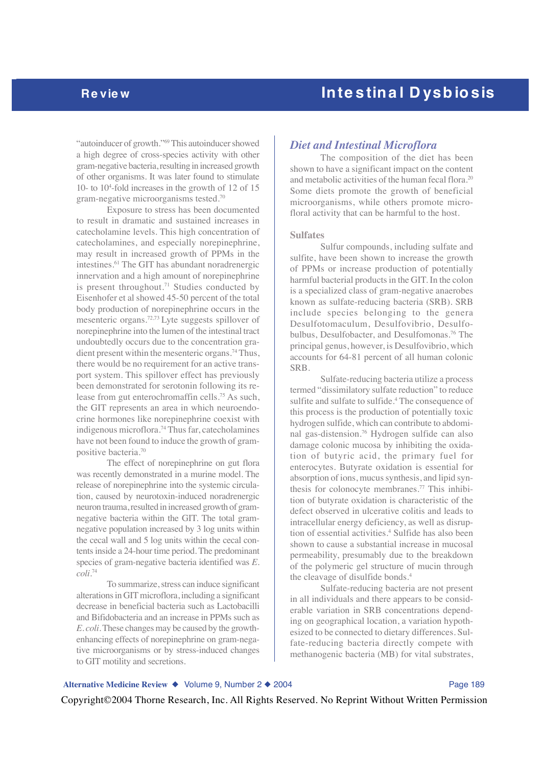"autoinducer of growth."[69] This autoinducer showed a high degree of cross-species activity with other gram-negative bacteria, resulting in increased growth of other organisms. It was later found to stimulate 10- to $10^4$-fold increases in the growth of 12 of 15 gram-negative microorganisms tested.[70]

Exposure to stress has been documented to result in dramatic and sustained increases in catecholamine levels. This high concentration of catecholamines, and especially norepinephrine, may result in increased growth of PPMs in the intestines.[61] The GIT has abundant noradrenergic innervation and a high amount of norepinephrine is present throughout.[71] Studies conducted by Eisenhofer et al showed 45-50 percent of the total body production of norepinephrine occurs in the mesenteric organs.[72,73] Lyte suggests spillover of norepinephrine into the lumen of the intestinal tract undoubtedly occurs due to the concentration gradient present within the mesenteric organs.[74] Thus, there would be no requirement for an active transport system. This spillover effect has previously been demonstrated for serotonin following its release from gut enterochromaffin cells.[75] As such, the GIT represents an area in which neuroendocrine hormones like norepinephrine coexist with indigenous microflora.[74] Thus far, catecholamines have not been found to induce the growth of gram-positive bacteria.[70]

The effect of norepinephrine on gut flora was recently demonstrated in a murine model. The release of norepinephrine into the systemic circulation, caused by neurotoxin-induced noradrenergic neuron trauma, resulted in increased growth of gram-negative bacteria within the GIT. The total gram-negative population increased by 3 log units within the cecal wall and 5 log units within the cecal contents inside a 24-hour time period. The predominant species of gram-negative bacteria identified was *E. coli*.[74]

To summarize, stress can induce significant alterations in GIT microflora, including a significant decrease in beneficial bacteria such as Lactobacilli and Bifidobacteria and an increase in PPMs such as *E. coli*. These changes may be caused by the growth-enhancing effects of norepinephrine on gram-negative microorganisms or by stress-induced changes to GIT motility and secretions.

## *Diet and Intestinal Microflora*

The composition of the diet has been shown to have a significant impact on the content and metabolic activities of the human fecal flora.[20] Some diets promote the growth of beneficial microorganisms, while others promote microfloral activity that can be harmful to the host.

### Sulfates

Sulfur compounds, including sulfate and sulfite, have been shown to increase the growth of PPMs or increase production of potentially harmful bacterial products in the GIT. In the colon is a specialized class of gram-negative anaerobes known as sulfate-reducing bacteria (SRB). SRB include species belonging to the genera Desulfotomaculum, Desulfovibrio, Desulfobulbus, Desulfobacter, and Desulfomonas.[76] The principal genus, however, is Desulfovibrio, which accounts for 64-81 percent of all human colonic SRB.

Sulfate-reducing bacteria utilize a process termed "dissimilatory sulfate reduction" to reduce sulfite and sulfate to sulfide.[4] The consequence of this process is the production of potentially toxic hydrogen sulfide, which can contribute to abdominal gas-distension.[76] Hydrogen sulfide can also damage colonic mucosa by inhibiting the oxidation of butyric acid, the primary fuel for enterocytes. Butyrate oxidation is essential for absorption of ions, mucus synthesis, and lipid synthesis for colonocyte membranes.[77] This inhibition of butyrate oxidation is characteristic of the defect observed in ulcerative colitis and leads to intracellular energy deficiency, as well as disruption of essential activities.[4] Sulfide has also been shown to cause a substantial increase in mucosal permeability, presumably due to the breakdown of the polymeric gel structure of mucin through the cleavage of disulfide bonds.[4]

Sulfate-reducing bacteria are not present in all individuals and there appears to be considerable variation in SRB concentrations depending on geographical location, a variation hypothesized to be connected to dietary differences. Sulfate-reducing bacteria directly compete with methanogenic bacteria (MB) for vital substrates,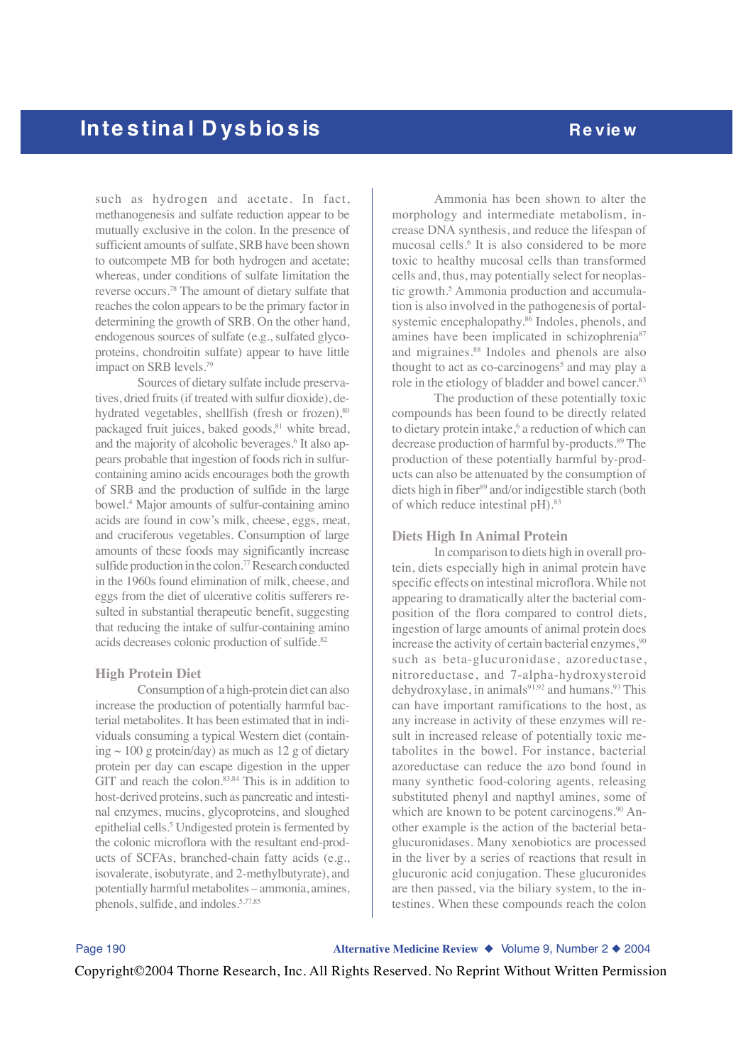such as hydrogen and acetate. In fact, methanogenesis and sulfate reduction appear to be mutually exclusive in the colon. In the presence of sufficient amounts of sulfate, SRB have been shown to outcompete MB for both hydrogen and acetate; whereas, under conditions of sulfate limitation the reverse occurs.[78] The amount of dietary sulfate that reaches the colon appears to be the primary factor in determining the growth of SRB. On the other hand, endogenous sources of sulfate (e.g., sulfated glycoproteins, chondroitin sulfate) appear to have little impact on SRB levels.[79]

Sources of dietary sulfate include preservatives, dried fruits (if treated with sulfur dioxide), dehydrated vegetables, shellfish (fresh or frozen),[80] packaged fruit juices, baked goods,[81] white bread, and the majority of alcoholic beverages.[6] It also appears probable that ingestion of foods rich in sulfur-containing amino acids encourages both the growth of SRB and the production of sulfide in the large bowel.[4] Major amounts of sulfur-containing amino acids are found in cow's milk, cheese, eggs, meat, and cruciferous vegetables. Consumption of large amounts of these foods may significantly increase sulfide production in the colon.[77] Research conducted in the 1960s found elimination of milk, cheese, and eggs from the diet of ulcerative colitis sufferers resulted in substantial therapeutic benefit, suggesting that reducing the intake of sulfur-containing amino acids decreases colonic production of sulfide.[82]

### High Protein Diet

Consumption of a high-protein diet can also increase the production of potentially harmful bacterial metabolites. It has been estimated that in individuals consuming a typical Western diet (containing ~ 100 g protein/day) as much as 12 g of dietary protein per day can escape digestion in the upper GIT and reach the colon.[83,84] This is in addition to host-derived proteins, such as pancreatic and intestinal enzymes, mucins, glycoproteins, and sloughed epithelial cells.[5] Undigested protein is fermented by the colonic microflora with the resultant end-products of SCFAs, branched-chain fatty acids (e.g., isovalerate, isobutyrate, and 2-methylbutyrate), and potentially harmful metabolites – ammonia, amines, phenols, sulfide, and indoles.[5,77,85]

Ammonia has been shown to alter the morphology and intermediate metabolism, increase DNA synthesis, and reduce the lifespan of mucosal cells.[6] It is also considered to be more toxic to healthy mucosal cells than transformed cells and, thus, may potentially select for neoplastic growth.[5] Ammonia production and accumulation is also involved in the pathogenesis of portal-systemic encephalopathy.[86] Indoles, phenols, and amines have been implicated in schizophrenia[87] and migraines.[88] Indoles and phenols are also thought to act as co-carcinogens[5] and may play a role in the etiology of bladder and bowel cancer.[83]

The production of these potentially toxic compounds has been found to be directly related to dietary protein intake,[6] a reduction of which can decrease production of harmful by-products.[89] The production of these potentially harmful by-products can also be attenuated by the consumption of diets high in fiber[89] and/or indigestible starch (both of which reduce intestinal pH).[83]

### Diets High In Animal Protein

In comparison to diets high in overall protein, diets especially high in animal protein have specific effects on intestinal microflora. While not appearing to dramatically alter the bacterial composition of the flora compared to control diets, ingestion of large amounts of animal protein does increase the activity of certain bacterial enzymes,[90] such as beta-glucuronidase, azoreductase, nitroreductase, and 7-alpha-hydroxysteroid dehydroxylase, in animals[91,92] and humans.[93] This can have important ramifications to the host, as any increase in activity of these enzymes will result in increased release of potentially toxic metabolites in the bowel. For instance, bacterial azoreductase can reduce the azo bond found in many synthetic food-coloring agents, releasing substituted phenyl and napthyl amines, some of which are known to be potent carcinogens.[90] Another example is the action of the bacterial beta-glucuronidases. Many xenobiotics are processed in the liver by a series of reactions that result in glucuronic acid conjugation. These glucuronides are then passed, via the biliary system, to the intestines. When these compounds reach the colon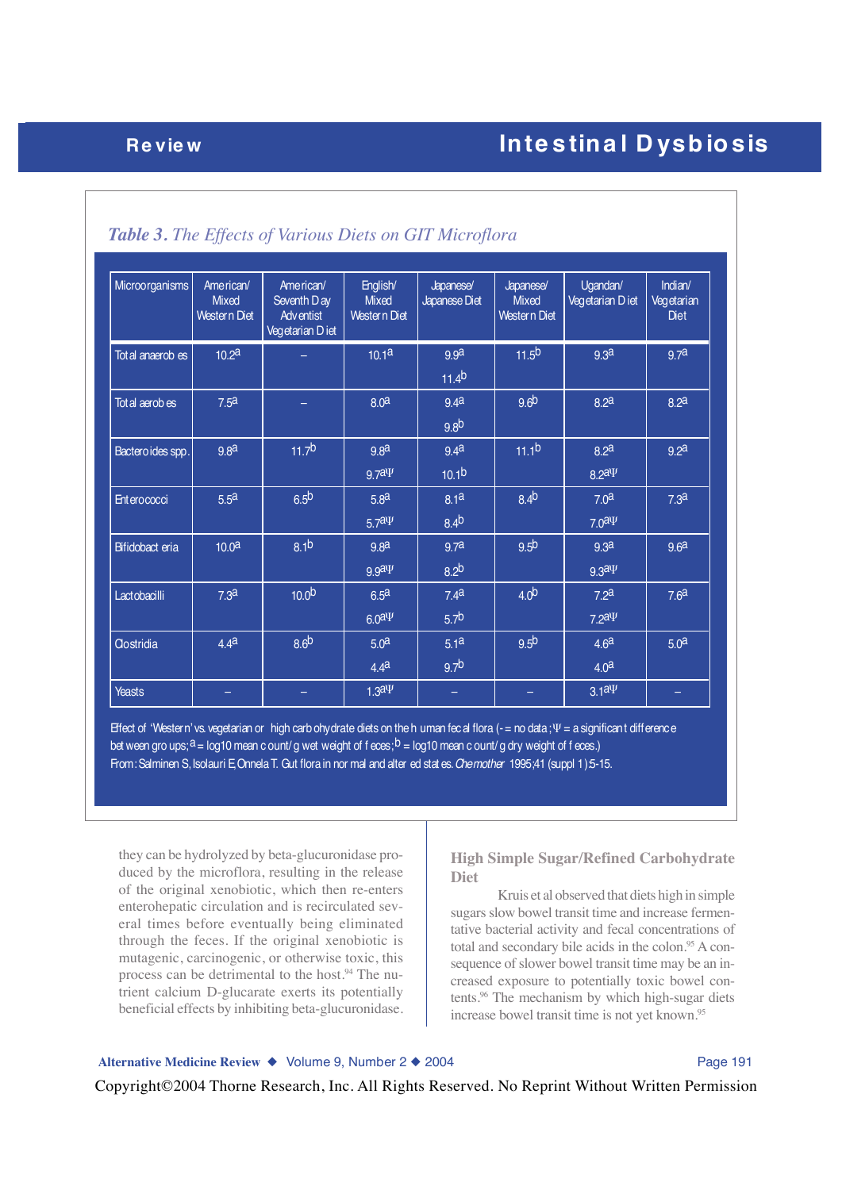*Table 3. The Effects of Various Diets on GIT Microflora*

| Microorganisms | American/ Mixed Western Diet | American/ Seventh Day Adventist Vegetarian Diet | English/ Mixed Western Diet | Japanese/ Japanese Diet | Japanese/ Mixed Western Diet | Ugandan/ Vegetarian Diet | Indian/ Vegetarian Diet |
|---|---|---|---|---|---|---|---|
| Total anaerobes | 10.2a | – | 10.1a | 9.9a 11.4b | 11.5b | 9.3a | 9.7a |
| Total aerobes | 7.5a | – | 8.0a | 9.4a 9.8b | 9.6b | 8.2a | 8.2a |
| Bacteroides spp. | 9.8a | 11.7b | 9.8a 9.7aΨ | 9.4a 10.1b | 11.1b | 8.2a 8.2aΨ | 9.2a |
| Enterococci | 5.5a | 6.5b | 5.8a 5.7aΨ | 8.1a 8.4b | 8.4b | 7.0a 7.0aΨ | 7.3a |
| Bifidobacteria | 10.0a | 8.1b | 9.8a 9.9aΨ | 9.7a 8.2b | 9.5b | 9.3a 9.3aΨ | 9.6a |
| Lactobacilli | 7.3a | 10.0b | 6.5a 6.0aΨ | 7.4a 5.7b | 4.0b | 7.2a 7.2aΨ | 7.6a |
| Clostridia | 4.4a | 8.6b | 5.0a 4.4a | 5.1a 9.7b | 9.5b | 4.6a 4.0a | 5.0a |
| Yeasts | – | – | 1.3aΨ | – | – | 3.1aΨ | – |

Effect of 'Western' vs. vegetarian or high carbohydrate diets on the human fecal flora (- = no data; Ψ = a significant difference between groups; a = log10 mean count/g wet weight of feces; b = log10 mean count/g dry weight of feces.)

From: Salminen S, Isolauri E, Onnela T. Gut flora in normal and altered states. *Chemother* 1995;41 (suppl 1):5-15.

they can be hydrolyzed by beta-glucuronidase produced by the microflora, resulting in the release of the original xenobiotic, which then re-enters enterohepatic circulation and is recirculated several times before eventually being eliminated through the feces. If the original xenobiotic is mutagenic, carcinogenic, or otherwise toxic, this process can be detrimental to the host.[94] The nutrient calcium D-glucarate exerts its potentially beneficial effects by inhibiting beta-glucuronidase.

### High Simple Sugar/Refined Carbohydrate Diet

Kruis et al observed that diets high in simple sugars slow bowel transit time and increase fermentative bacterial activity and fecal concentrations of total and secondary bile acids in the colon.[95] A consequence of slower bowel transit time may be an increased exposure to potentially toxic bowel contents.[96] The mechanism by which high-sugar diets increase bowel transit time is not yet known.[95]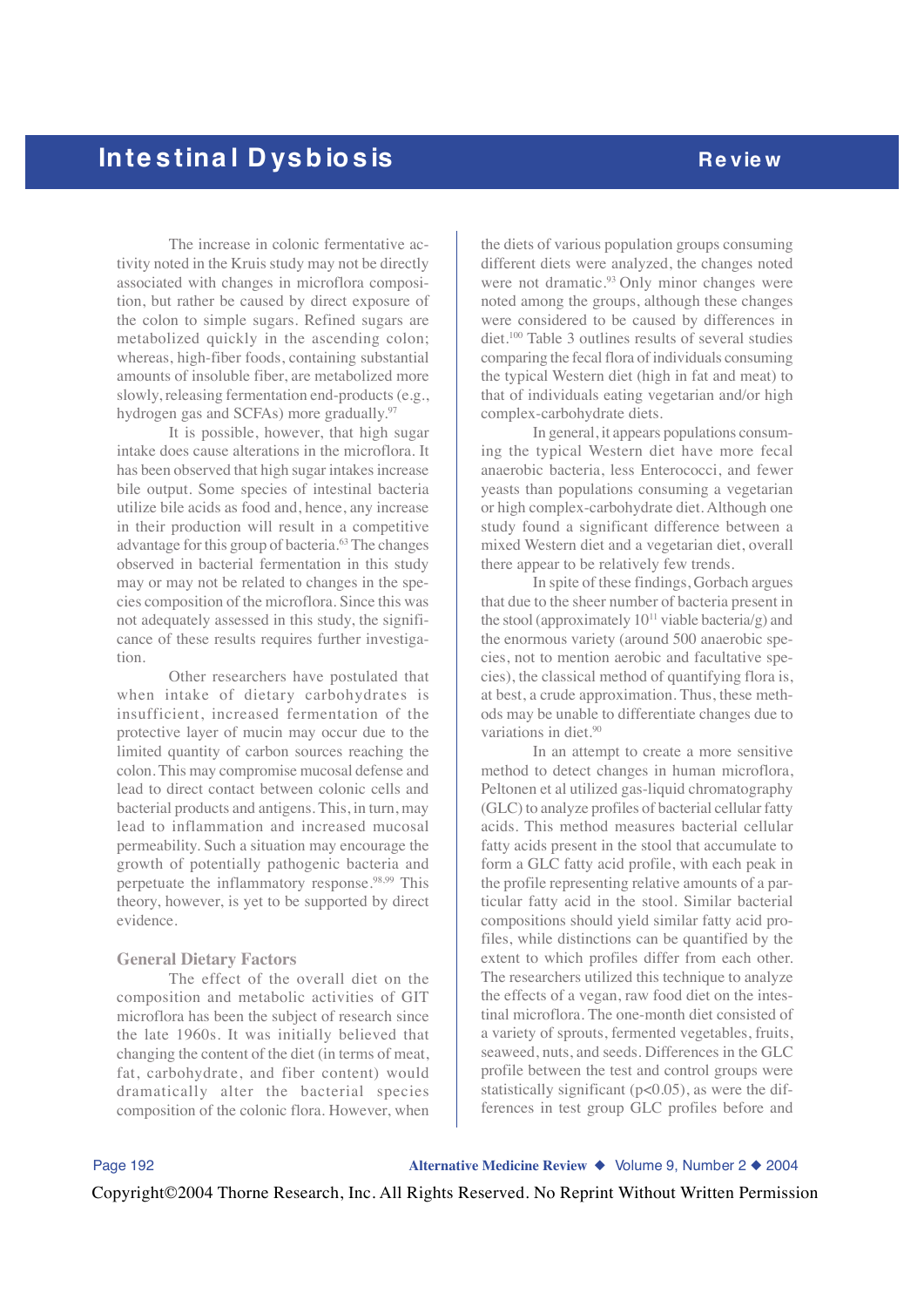The increase in colonic fermentative activity noted in the Kruis study may not be directly associated with changes in microflora composition, but rather be caused by direct exposure of the colon to simple sugars. Refined sugars are metabolized quickly in the ascending colon; whereas, high-fiber foods, containing substantial amounts of insoluble fiber, are metabolized more slowly, releasing fermentation end-products (e.g., hydrogen gas and SCFAs) more gradually.[97]

It is possible, however, that high sugar intake does cause alterations in the microflora. It has been observed that high sugar intakes increase bile output. Some species of intestinal bacteria utilize bile acids as food and, hence, any increase in their production will result in a competitive advantage for this group of bacteria.[63] The changes observed in bacterial fermentation in this study may or may not be related to changes in the species composition of the microflora. Since this was not adequately assessed in this study, the significance of these results requires further investigation.

Other researchers have postulated that when intake of dietary carbohydrates is insufficient, increased fermentation of the protective layer of mucin may occur due to the limited quantity of carbon sources reaching the colon. This may compromise mucosal defense and lead to direct contact between colonic cells and bacterial products and antigens. This, in turn, may lead to inflammation and increased mucosal permeability. Such a situation may encourage the growth of potentially pathogenic bacteria and perpetuate the inflammatory response.[98,99] This theory, however, is yet to be supported by direct evidence.

### General Dietary Factors

The effect of the overall diet on the composition and metabolic activities of GIT microflora has been the subject of research since the late 1960s. It was initially believed that changing the content of the diet (in terms of meat, fat, carbohydrate, and fiber content) would dramatically alter the bacterial species composition of the colonic flora. However, when the diets of various population groups consuming different diets were analyzed, the changes noted were not dramatic.[93] Only minor changes were noted among the groups, although these changes were considered to be caused by differences in diet.[100] Table 3 outlines results of several studies comparing the fecal flora of individuals consuming the typical Western diet (high in fat and meat) to that of individuals eating vegetarian and/or high complex-carbohydrate diets.

In general, it appears populations consuming the typical Western diet have more fecal anaerobic bacteria, less Enterococci, and fewer yeasts than populations consuming a vegetarian or high complex-carbohydrate diet. Although one study found a significant difference between a mixed Western diet and a vegetarian diet, overall there appear to be relatively few trends.

In spite of these findings, Gorbach argues that due to the sheer number of bacteria present in the stool (approximately $10^{11}$ viable bacteria/g) and the enormous variety (around 500 anaerobic species, not to mention aerobic and facultative species), the classical method of quantifying flora is, at best, a crude approximation. Thus, these methods may be unable to differentiate changes due to variations in diet.[90]

In an attempt to create a more sensitive method to detect changes in human microflora, Peltonen et al utilized gas-liquid chromatography (GLC) to analyze profiles of bacterial cellular fatty acids. This method measures bacterial cellular fatty acids present in the stool that accumulate to form a GLC fatty acid profile, with each peak in the profile representing relative amounts of a particular fatty acid in the stool. Similar bacterial compositions should yield similar fatty acid profiles, while distinctions can be quantified by the extent to which profiles differ from each other. The researchers utilized this technique to analyze the effects of a vegan, raw food diet on the intestinal microflora. The one-month diet consisted of a variety of sprouts, fermented vegetables, fruits, seaweed, nuts, and seeds. Differences in the GLC profile between the test and control groups were statistically significant ($p<0.05$), as were the differences in test group GLC profiles before and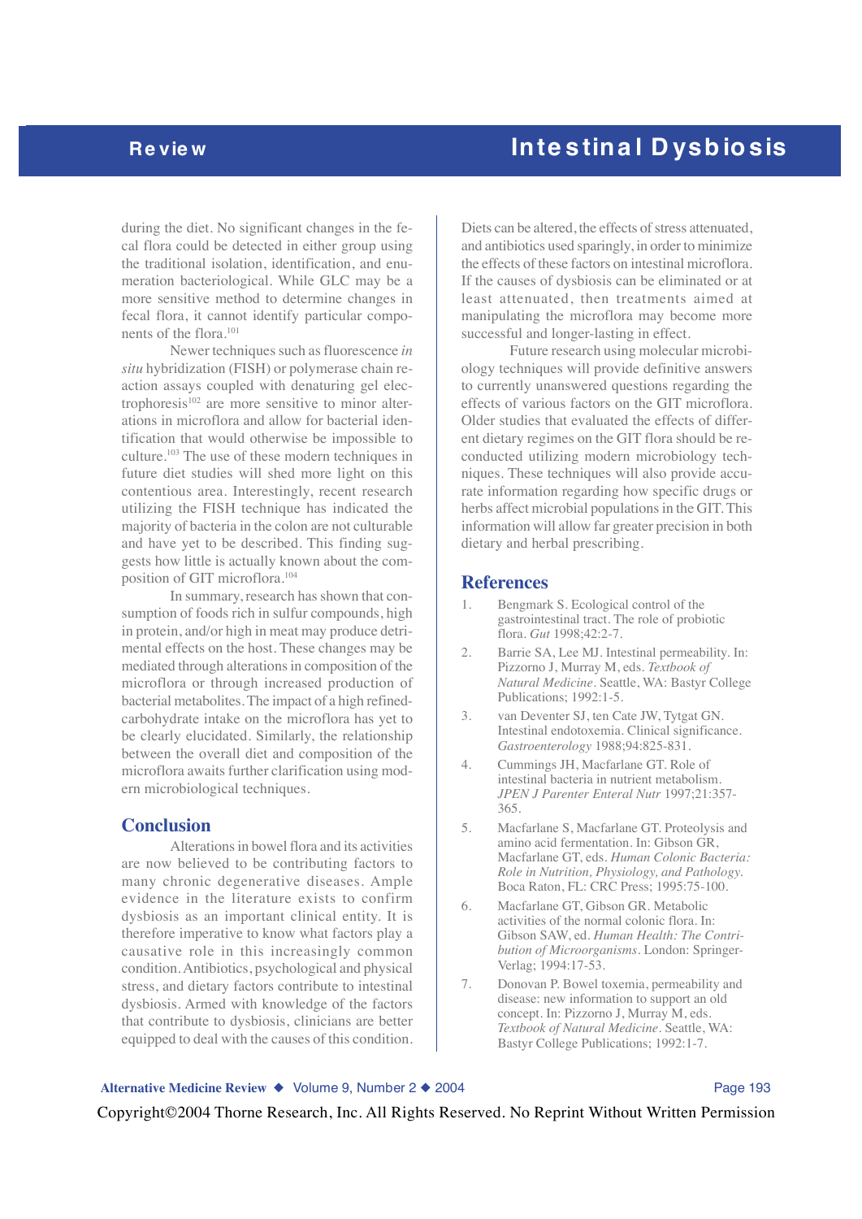during the diet. No significant changes in the fecal flora could be detected in either group using the traditional isolation, identification, and enumeration bacteriological. While GLC may be a more sensitive method to determine changes in fecal flora, it cannot identify particular components of the flora.[101]

Newer techniques such as fluorescence *in situ* hybridization (FISH) or polymerase chain reaction assays coupled with denaturing gel electrophoresis[102] are more sensitive to minor alterations in microflora and allow for bacterial identification that would otherwise be impossible to culture.[103] The use of these modern techniques in future diet studies will shed more light on this contentious area. Interestingly, recent research utilizing the FISH technique has indicated the majority of bacteria in the colon are not culturable and have yet to be described. This finding suggests how little is actually known about the composition of GIT microflora.[104]

In summary, research has shown that consumption of foods rich in sulfur compounds, high in protein, and/or high in meat may produce detrimental effects on the host. These changes may be mediated through alterations in composition of the microflora or through increased production of bacterial metabolites. The impact of a high refined-carbohydrate intake on the microflora has yet to be clearly elucidated. Similarly, the relationship between the overall diet and composition of the microflora awaits further clarification using modern microbiological techniques.

## Conclusion

Alterations in bowel flora and its activities are now believed to be contributing factors to many chronic degenerative diseases. Ample evidence in the literature exists to confirm dysbiosis as an important clinical entity. It is therefore imperative to know what factors play a causative role in this increasingly common condition. Antibiotics, psychological and physical stress, and dietary factors contribute to intestinal dysbiosis. Armed with knowledge of the factors that contribute to dysbiosis, clinicians are better equipped to deal with the causes of this condition. Diets can be altered, the effects of stress attenuated, and antibiotics used sparingly, in order to minimize the effects of these factors on intestinal microflora. If the causes of dysbiosis can be eliminated or at least attenuated, then treatments aimed at manipulating the microflora may become more successful and longer-lasting in effect.

Future research using molecular microbiology techniques will provide definitive answers to currently unanswered questions regarding the effects of various factors on the GIT microflora. Older studies that evaluated the effects of different dietary regimes on the GIT flora should be re-conducted utilizing modern microbiology techniques. These techniques will also provide accurate information regarding how specific drugs or herbs affect microbial populations in the GIT. This information will allow far greater precision in both dietary and herbal prescribing.

## References

1. Bengmark S. Ecological control of the gastrointestinal tract. The role of probiotic flora. *Gut* 1998;42:2-7.
2. Barrie SA, Lee MJ. Intestinal permeability. In: Pizzorno J, Murray M, eds. *Textbook of Natural Medicine*. Seattle, WA: Bastyr College Publications; 1992:1-5.
3. van Deventer SJ, ten Cate JW, Tytgat GN. Intestinal endotoxemia. Clinical significance. *Gastroenterology* 1988;94:825-831.
4. Cummings JH, Macfarlane GT. Role of intestinal bacteria in nutrient metabolism. *JPEN J Parenter Enteral Nutr* 1997;21:357-365.
5. Macfarlane S, Macfarlane GT. Proteolysis and amino acid fermentation. In: Gibson GR, Macfarlane GT, eds. *Human Colonic Bacteria: Role in Nutrition, Physiology, and Pathology*. Boca Raton, FL: CRC Press; 1995:75-100.
6. Macfarlane GT, Gibson GR. Metabolic activities of the normal colonic flora. In: Gibson SAW, ed. *Human Health: The Contribution of Microorganisms*. London: Springer-Verlag; 1994:17-53.
7. Donovan P. Bowel toxemia, permeability and disease: new information to support an old concept. In: Pizzorno J, Murray M, eds. *Textbook of Natural Medicine*. Seattle, WA: Bastyr College Publications; 1992:1-7.

Copyright©2004 Thorne Research, Inc. All Rights Reserved. No Reprint Without Written Permission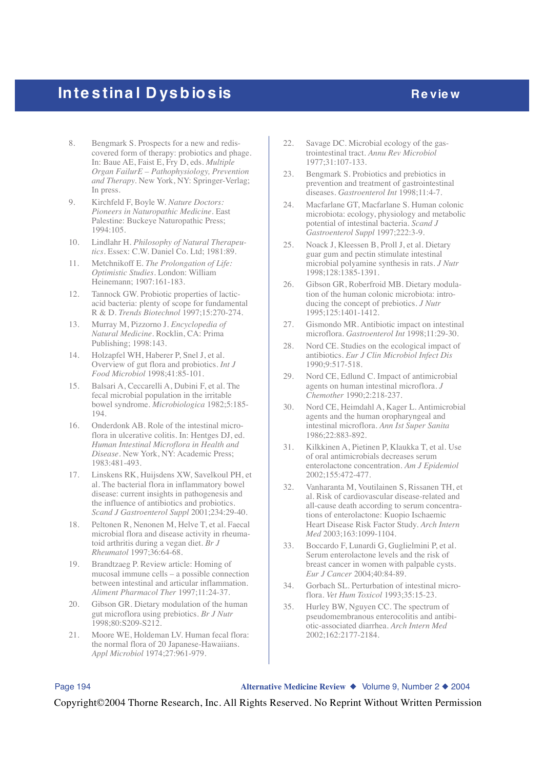8. Bengmark S. Prospects for a new and rediscovered form of therapy: probiotics and phage. In: Baue AE, Faist E, Fry D, eds. *Multiple Organ FailurE – Pathophysiology, Prevention and Therapy*. New York, NY: Springer-Verlag; In press.
9. Kirchfeld F, Boyle W. *Nature Doctors: Pioneers in Naturopathic Medicine*. East Palestine: Buckeye Naturopathic Press; 1994:105.
10. Lindlahr H. *Philosophy of Natural Therapeutics*. Essex: C.W. Daniel Co. Ltd; 1981:89.
11. Metchnikoff E. *The Prolongation of Life: Optimistic Studies*. London: William Heinemann; 1907:161-183.
12. Tannock GW. Probiotic properties of lactic-acid bacteria: plenty of scope for fundamental R & D. *Trends Biotechnol* 1997;15:270-274.
13. Murray M, Pizzorno J. *Encyclopedia of Natural Medicine*. Rocklin, CA: Prima Publishing; 1998:143.
14. Holzapfel WH, Haberer P, Snel J, et al. Overview of gut flora and probiotics. *Int J Food Microbiol* 1998;41:85-101.
15. Balsari A, Ceccarelli A, Dubini F, et al. The fecal microbial population in the irritable bowel syndrome. *Microbiologica* 1982;5:185-194.
16. Onderdonk AB. Role of the intestinal microflora in ulcerative colitis. In: Hentges DJ, ed. *Human Intestinal Microflora in Health and Disease*. New York, NY: Academic Press; 1983:481-493.
17. Linskens RK, Huijsdens XW, Savelkoul PH, et al. The bacterial flora in inflammatory bowel disease: current insights in pathogenesis and the influence of antibiotics and probiotics. *Scand J Gastroenterol Suppl* 2001;234:29-40.
18. Peltonen R, Nenonen M, Helve T, et al. Faecal microbial flora and disease activity in rheumatoid arthritis during a vegan diet. *Br J Rheumatol* 1997;36:64-68.
19. Brandtzaeg P. Review article: Homing of mucosal immune cells – a possible connection between intestinal and articular inflammation. *Aliment Pharmacol Ther* 1997;11:24-37.
20. Gibson GR. Dietary modulation of the human gut microflora using prebiotics. *Br J Nutr* 1998;80:S209-S212.
21. Moore WE, Holdeman LV. Human fecal flora: the normal flora of 20 Japanese-Hawaiians. *Appl Microbiol* 1974;27:961-979.
22. Savage DC. Microbial ecology of the gastrointestinal tract. *Annu Rev Microbiol* 1977;31:107-133.
23. Bengmark S. Probiotics and prebiotics in prevention and treatment of gastrointestinal diseases. *Gastroenterol Int* 1998;11:4-7.
24. Macfarlane GT, Macfarlane S. Human colonic microbiota: ecology, physiology and metabolic potential of intestinal bacteria. *Scand J Gastroenterol Suppl* 1997;222:3-9.
25. Noack J, Kleessen B, Proll J, et al. Dietary guar gum and pectin stimulate intestinal microbial polyamine synthesis in rats. *J Nutr* 1998;128:1385-1391.
26. Gibson GR, Roberfroid MB. Dietary modulation of the human colonic microbiota: introducing the concept of prebiotics. *J Nutr* 1995;125:1401-1412.
27. Gismondo MR. Antibiotic impact on intestinal microflora. *Gastroenterol Int* 1998;11:29-30.
28. Nord CE. Studies on the ecological impact of antibiotics. *Eur J Clin Microbiol Infect Dis* 1990;9:517-518.
29. Nord CE, Edlund C. Impact of antimicrobial agents on human intestinal microflora. *J Chemother* 1990;2:218-237.
30. Nord CE, Heimdahl A, Kager L. Antimicrobial agents and the human oropharyngeal and intestinal microflora. *Ann Ist Super Sanita* 1986;22:883-892.
31. Kilkkinen A, Pietinen P, Klaukka T, et al. Use of oral antimicrobials decreases serum enterolactone concentration. *Am J Epidemiol* 2002;155:472-477.
32. Vanharanta M, Voutilainen S, Rissanen TH, et al. Risk of cardiovascular disease-related and all-cause death according to serum concentrations of enterolactone: Kuopio Ischaemic Heart Disease Risk Factor Study. *Arch Intern Med* 2003;163:1099-1104.
33. Boccardo F, Lunardi G, Guglielmini P, et al. Serum enterolactone levels and the risk of breast cancer in women with palpable cysts. *Eur J Cancer* 2004;40:84-89.
34. Gorbach SL. Perturbation of intestinal microflora. *Vet Hum Toxicol* 1993;35:15-23.
35. Hurley BW, Nguyen CC. The spectrum of pseudomembranous enterocolitis and antibiotic-associated diarrhea. *Arch Intern Med* 2002;162:2177-2184.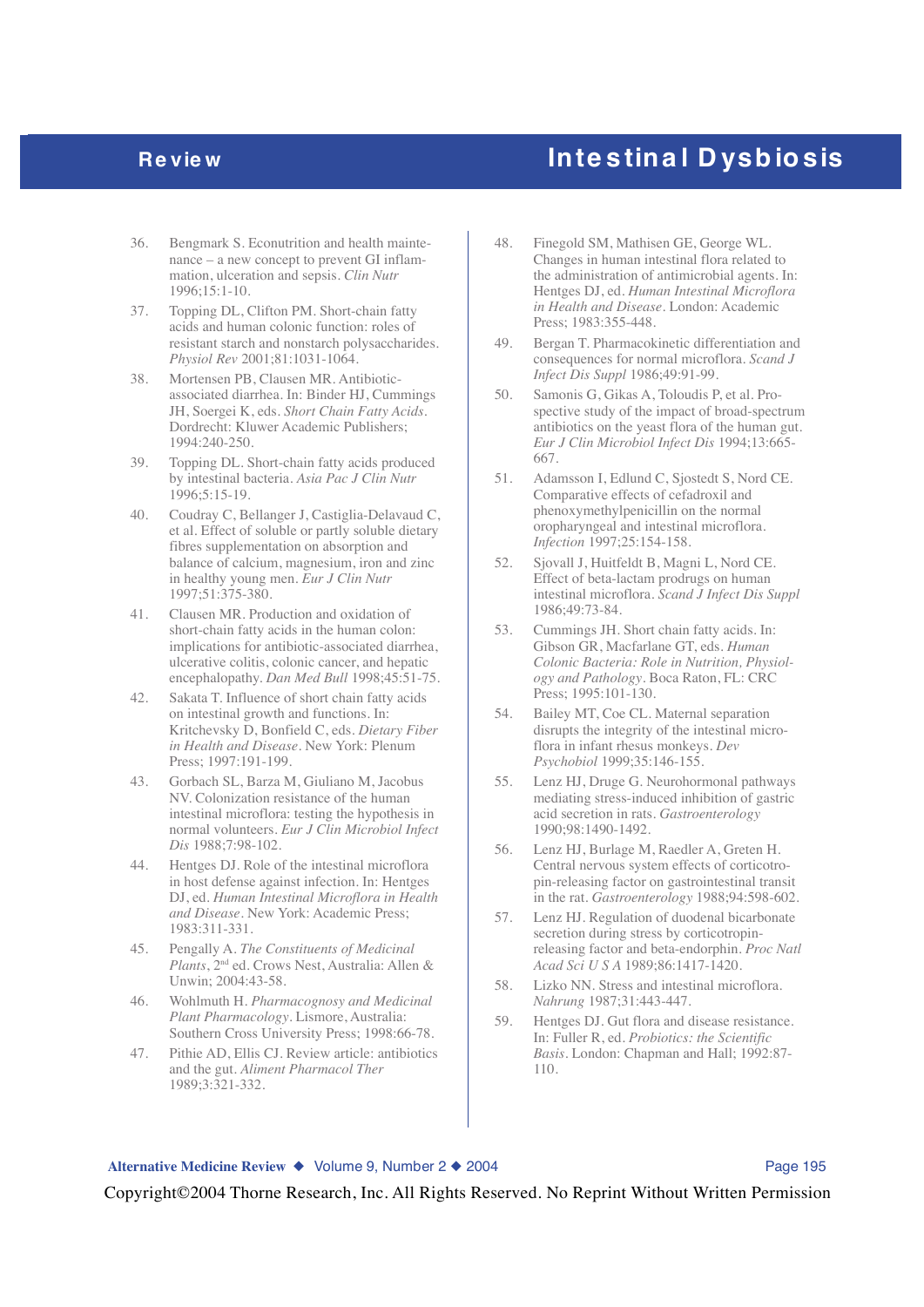36. Bengmark S. Econutrition and health maintenance – a new concept to prevent GI inflammation, ulceration and sepsis. *Clin Nutr* 1996;15:1-10.
37. Topping DL, Clifton PM. Short-chain fatty acids and human colonic function: roles of resistant starch and nonstarch polysaccharides. *Physiol Rev* 2001;81:1031-1064.
38. Mortensen PB, Clausen MR. Antibiotic-associated diarrhea. In: Binder HJ, Cummings JH, Soergei K, eds. *Short Chain Fatty Acids*. Dordrecht: Kluwer Academic Publishers; 1994:240-250.
39. Topping DL. Short-chain fatty acids produced by intestinal bacteria. *Asia Pac J Clin Nutr* 1996;5:15-19.
40. Coudray C, Bellanger J, Castiglia-Delavaud C, et al. Effect of soluble or partly soluble dietary fibres supplementation on absorption and balance of calcium, magnesium, iron and zinc in healthy young men. *Eur J Clin Nutr* 1997;51:375-380.
41. Clausen MR. Production and oxidation of short-chain fatty acids in the human colon: implications for antibiotic-associated diarrhea, ulcerative colitis, colonic cancer, and hepatic encephalopathy. *Dan Med Bull* 1998;45:51-75.
42. Sakata T. Influence of short chain fatty acids on intestinal growth and functions. In: Kritchevsky D, Bonfield C, eds. *Dietary Fiber in Health and Disease*. New York: Plenum Press; 1997:191-199.
43. Gorbach SL, Barza M, Giuliano M, Jacobus NV. Colonization resistance of the human intestinal microflora: testing the hypothesis in normal volunteers. *Eur J Clin Microbiol Infect Dis* 1988;7:98-102.
44. Hentges DJ. Role of the intestinal microflora in host defense against infection. In: Hentges DJ, ed. *Human Intestinal Microflora in Health and Disease*. New York: Academic Press; 1983:311-331.
45. Pengally A. *The Constituents of Medicinal Plants*, 2nd ed. Crows Nest, Australia: Allen & Unwin; 2004:43-58.
46. Wohlmuth H. *Pharmacognosy and Medicinal Plant Pharmacology*. Lismore, Australia: Southern Cross University Press; 1998:66-78.
47. Pithie AD, Ellis CJ. Review article: antibiotics and the gut. *Aliment Pharmacol Ther* 1989;3:321-332.
48. Finegold SM, Mathisen GE, George WL. Changes in human intestinal flora related to the administration of antimicrobial agents. In: Hentges DJ, ed. *Human Intestinal Microflora in Health and Disease*. London: Academic Press; 1983:355-448.
49. Bergan T. Pharmacokinetic differentiation and consequences for normal microflora. *Scand J Infect Dis Suppl* 1986;49:91-99.
50. Samonis G, Gikas A, Toloudis P, et al. Prospective study of the impact of broad-spectrum antibiotics on the yeast flora of the human gut. *Eur J Clin Microbiol Infect Dis* 1994;13:665-667.
51. Adamsson I, Edlund C, Sjostedt S, Nord CE. Comparative effects of cefadroxil and phenoxymethylpenicillin on the normal oropharyngeal and intestinal microflora. *Infection* 1997;25:154-158.
52. Sjovall J, Huitfeldt B, Magni L, Nord CE. Effect of beta-lactam prodrugs on human intestinal microflora. *Scand J Infect Dis Suppl* 1986;49:73-84.
53. Cummings JH. Short chain fatty acids. In: Gibson GR, Macfarlane GT, eds. *Human Colonic Bacteria: Role in Nutrition, Physiology and Pathology*. Boca Raton, FL: CRC Press; 1995:101-130.
54. Bailey MT, Coe CL. Maternal separation disrupts the integrity of the intestinal microflora in infant rhesus monkeys. *Dev Psychobiol* 1999;35:146-155.
55. Lenz HJ, Druge G. Neurohormonal pathways mediating stress-induced inhibition of gastric acid secretion in rats. *Gastroenterology* 1990;98:1490-1492.
56. Lenz HJ, Burlage M, Raedler A, Greten H. Central nervous system effects of corticotropin-releasing factor on gastrointestinal transit in the rat. *Gastroenterology* 1988;94:598-602.
57. Lenz HJ. Regulation of duodenal bicarbonate secretion during stress by corticotropin-releasing factor and beta-endorphin. *Proc Natl Acad Sci U S A* 1989;86:1417-1420.
58. Lizko NN. Stress and intestinal microflora. *Nahrung* 1987;31:443-447.
59. Hentges DJ. Gut flora and disease resistance. In: Fuller R, ed. *Probiotics: the Scientific Basis*. London: Chapman and Hall; 1992:87-110.

Copyright©2004 Thorne Research, Inc. All Rights Reserved. No Reprint Without Written Permission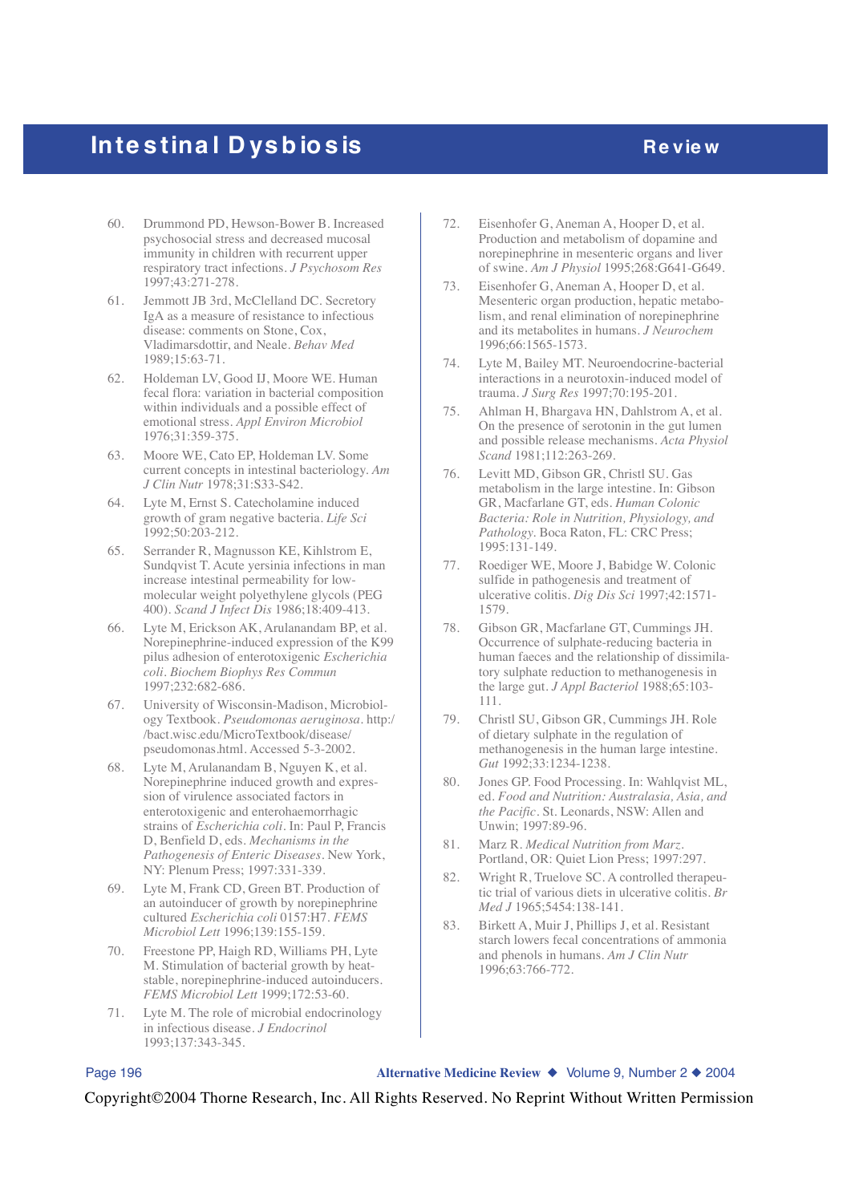60. Drummond PD, Hewson-Bower B. Increased psychosocial stress and decreased mucosal immunity in children with recurrent upper respiratory tract infections. *J Psychosom Res* 1997;43:271-278.
61. Jemmott JB 3rd, McClelland DC. Secretory IgA as a measure of resistance to infectious disease: comments on Stone, Cox, Vladimarsdottir, and Neale. *Behav Med* 1989;15:63-71.
62. Holdeman LV, Good IJ, Moore WE. Human fecal flora: variation in bacterial composition within individuals and a possible effect of emotional stress. *Appl Environ Microbiol* 1976;31:359-375.
63. Moore WE, Cato EP, Holdeman LV. Some current concepts in intestinal bacteriology. *Am J Clin Nutr* 1978;31:S33-S42.
64. Lyte M, Ernst S. Catecholamine induced growth of gram negative bacteria. *Life Sci* 1992;50:203-212.
65. Serrander R, Magnusson KE, Kihlstrom E, Sundqvist T. Acute yersinia infections in man increase intestinal permeability for low-molecular weight polyethylene glycols (PEG 400). *Scand J Infect Dis* 1986;18:409-413.
66. Lyte M, Erickson AK, Arulanandam BP, et al. Norepinephrine-induced expression of the K99 pilus adhesion of enterotoxigenic *Escherichia coli*. *Biochem Biophys Res Commun* 1997;232:682-686.
67. University of Wisconsin-Madison, Microbiology Textbook. *Pseudomonas aeruginosa*. http://bact.wisc.edu/MicroTextbook/disease/pseudomonas.html. Accessed 5-3-2002.
68. Lyte M, Arulanandam B, Nguyen K, et al. Norepinephrine induced growth and expression of virulence associated factors in enterotoxigenic and enterohaemorrhagic strains of *Escherichia coli*. In: Paul P, Francis D, Benfield D, eds. *Mechanisms in the Pathogenesis of Enteric Diseases*. New York, NY: Plenum Press; 1997:331-339.
69. Lyte M, Frank CD, Green BT. Production of an autoinducer of growth by norepinephrine cultured *Escherichia coli* 0157:H7. *FEMS Microbiol Lett* 1996;139:155-159.
70. Freestone PP, Haigh RD, Williams PH, Lyte M. Stimulation of bacterial growth by heat-stable, norepinephrine-induced autoinducers. *FEMS Microbiol Lett* 1999;172:53-60.
71. Lyte M. The role of microbial endocrinology in infectious disease. *J Endocrinol* 1993;137:343-345.
72. Eisenhofer G, Aneman A, Hooper D, et al. Production and metabolism of dopamine and norepinephrine in mesenteric organs and liver of swine. *Am J Physiol* 1995;268:G641-G649.
73. Eisenhofer G, Aneman A, Hooper D, et al. Mesenteric organ production, hepatic metabolism, and renal elimination of norepinephrine and its metabolites in humans. *J Neurochem* 1996;66:1565-1573.
74. Lyte M, Bailey MT. Neuroendocrine-bacterial interactions in a neurotoxin-induced model of trauma. *J Surg Res* 1997;70:195-201.
75. Ahlman H, Bhargava HN, Dahlstrom A, et al. On the presence of serotonin in the gut lumen and possible release mechanisms. *Acta Physiol Scand* 1981;112:263-269.
76. Levitt MD, Gibson GR, Christl SU. Gas metabolism in the large intestine. In: Gibson GR, Macfarlane GT, eds. *Human Colonic Bacteria: Role in Nutrition, Physiology, and Pathology*. Boca Raton, FL: CRC Press; 1995:131-149.
77. Roediger WE, Moore J, Babidge W. Colonic sulfide in pathogenesis and treatment of ulcerative colitis. *Dig Dis Sci* 1997;42:1571-1579.
78. Gibson GR, Macfarlane GT, Cummings JH. Occurrence of sulphate-reducing bacteria in human faeces and the relationship of dissimilatory sulphate reduction to methanogenesis in the large gut. *J Appl Bacteriol* 1988;65:103-111.
79. Christl SU, Gibson GR, Cummings JH. Role of dietary sulphate in the regulation of methanogenesis in the human large intestine. *Gut* 1992;33:1234-1238.
80. Jones GP. Food Processing. In: Wahlqvist ML, ed. *Food and Nutrition: Australasia, Asia, and the Pacific*. St. Leonards, NSW: Allen and Unwin; 1997:89-96.
81. Marz R. *Medical Nutrition from Marz*. Portland, OR: Quiet Lion Press; 1997:297.
82. Wright R, Truelove SC. A controlled therapeutic trial of various diets in ulcerative colitis. *Br Med J* 1965;5454:138-141.
83. Birkett A, Muir J, Phillips J, et al. Resistant starch lowers fecal concentrations of ammonia and phenols in humans. *Am J Clin Nutr* 1996;63:766-772.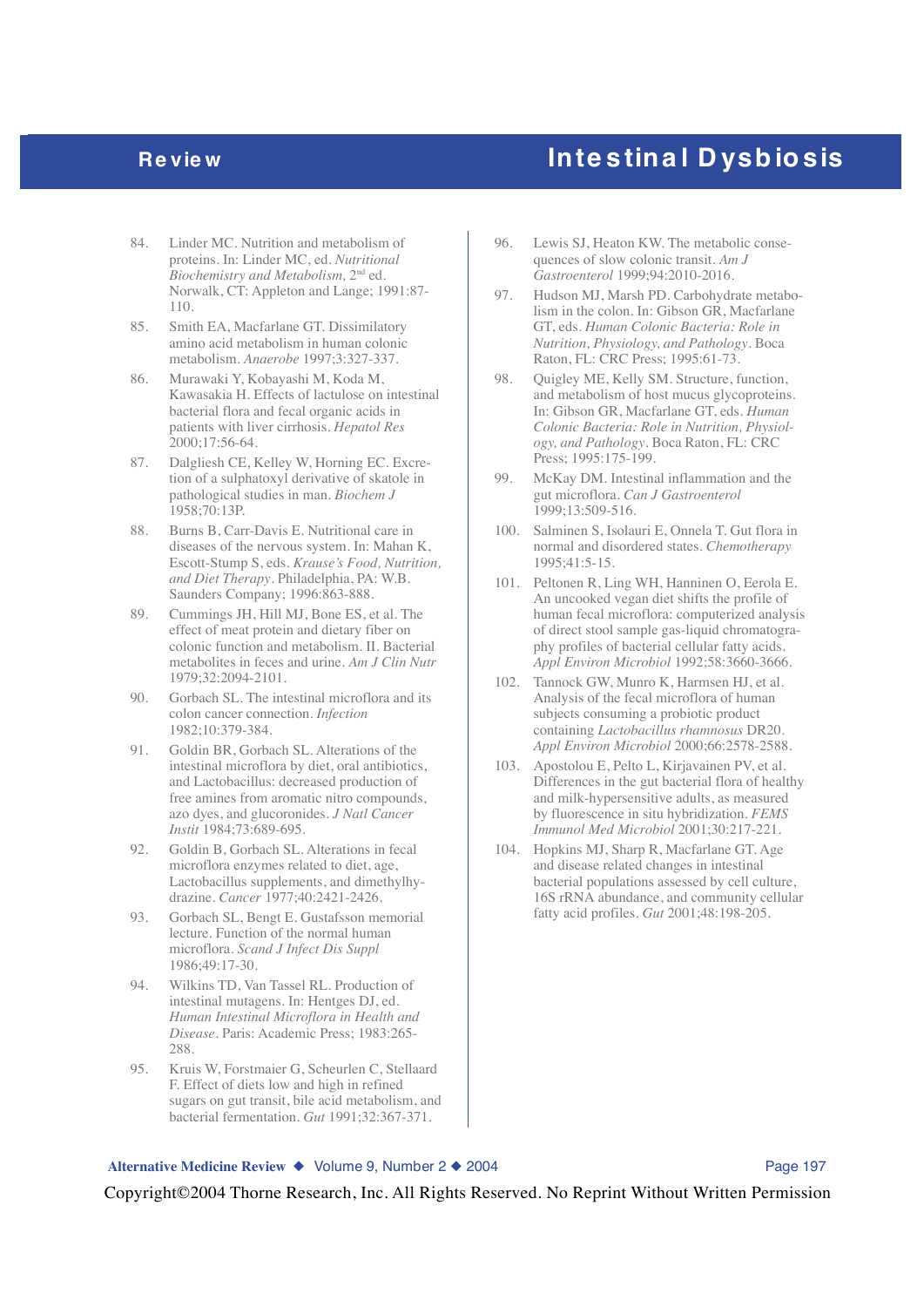84. Linder MC. Nutrition and metabolism of proteins. In: Linder MC, ed. *Nutritional Biochemistry and Metabolism,* 2nd ed. Norwalk, CT: Appleton and Lange; 1991:87-110.

85. Smith EA, Macfarlane GT. Dissimilatory amino acid metabolism in human colonic metabolism. *Anaerobe* 1997;3:327-337.

86. Murawaki Y, Kobayashi M, Koda M, Kawasakia H. Effects of lactulose on intestinal bacterial flora and fecal organic acids in patients with liver cirrhosis. *Hepatol Res* 2000;17:56-64.

87. Dalgliesh CE, Kelley W, Horning EC. Excretion of a sulphatoxyl derivative of skatole in pathological studies in man. *Biochem J* 1958;70:13P.

88. Burns B, Carr-Davis E. Nutritional care in diseases of the nervous system. In: Mahan K, Escott-Stump S, eds. *Krause's Food, Nutrition, and Diet Therapy*. Philadelphia, PA: W.B. Saunders Company; 1996:863-888.

89. Cummings JH, Hill MJ, Bone ES, et al. The effect of meat protein and dietary fiber on colonic function and metabolism. II. Bacterial metabolites in feces and urine. *Am J Clin Nutr* 1979;32:2094-2101.

90. Gorbach SL. The intestinal microflora and its colon cancer connection. *Infection* 1982;10:379-384.

91. Goldin BR, Gorbach SL. Alterations of the intestinal microflora by diet, oral antibiotics, and Lactobacillus: decreased production of free amines from aromatic nitro compounds, azo dyes, and glucoronides. *J Natl Cancer Instit* 1984;73:689-695.

92. Goldin B, Gorbach SL. Alterations in fecal microflora enzymes related to diet, age, Lactobacillus supplements, and dimethylhydrazine. *Cancer* 1977;40:2421-2426.

93. Gorbach SL, Bengt E. Gustafsson memorial lecture. Function of the normal human microflora. *Scand J Infect Dis Suppl* 1986;49:17-30.

94. Wilkins TD, Van Tassel RL. Production of intestinal mutagens. In: Hentges DJ, ed. *Human Intestinal Microflora in Health and Disease*. Paris: Academic Press; 1983:265-288.

95. Kruis W, Forstmaier G, Scheurlen C, Stellaard F. Effect of diets low and high in refined sugars on gut transit, bile acid metabolism, and bacterial fermentation. *Gut* 1991;32:367-371.

96. Lewis SJ, Heaton KW. The metabolic consequences of slow colonic transit. *Am J Gastroenterol* 1999;94:2010-2016.

97. Hudson MJ, Marsh PD. Carbohydrate metabolism in the colon. In: Gibson GR, Macfarlane GT, eds. *Human Colonic Bacteria: Role in Nutrition, Physiology, and Pathology*. Boca Raton, FL: CRC Press; 1995:61-73.

98. Quigley ME, Kelly SM. Structure, function, and metabolism of host mucus glycoproteins. In: Gibson GR, Macfarlane GT, eds. *Human Colonic Bacteria: Role in Nutrition, Physiology, and Pathology*. Boca Raton, FL: CRC Press; 1995:175-199.

99. McKay DM. Intestinal inflammation and the gut microflora. *Can J Gastroenterol* 1999;13:509-516.

100. Salminen S, Isolauri E, Onnela T. Gut flora in normal and disordered states. *Chemotherapy* 1995;41:5-15.

101. Peltonen R, Ling WH, Hanninen O, Eerola E. An uncooked vegan diet shifts the profile of human fecal microflora: computerized analysis of direct stool sample gas-liquid chromatography profiles of bacterial cellular fatty acids. *Appl Environ Microbiol* 1992;58:3660-3666.

102. Tannock GW, Munro K, Harmsen HJ, et al. Analysis of the fecal microflora of human subjects consuming a probiotic product containing *Lactobacillus rhamnosus* DR20. *Appl Environ Microbiol* 2000;66:2578-2588.

103. Apostolou E, Pelto L, Kirjavainen PV, et al. Differences in the gut bacterial flora of healthy and milk-hypersensitive adults, as measured by fluorescence in situ hybridization. *FEMS Immunol Med Microbiol* 2001;30:217-221.

104. Hopkins MJ, Sharp R, Macfarlane GT. Age and disease related changes in intestinal bacterial populations assessed by cell culture, 16S rRNA abundance, and community cellular fatty acid profiles. *Gut* 2001;48:198-205.

Copyright©2004 Thorne Research, Inc. All Rights Reserved. No Reprint Without Written Permission